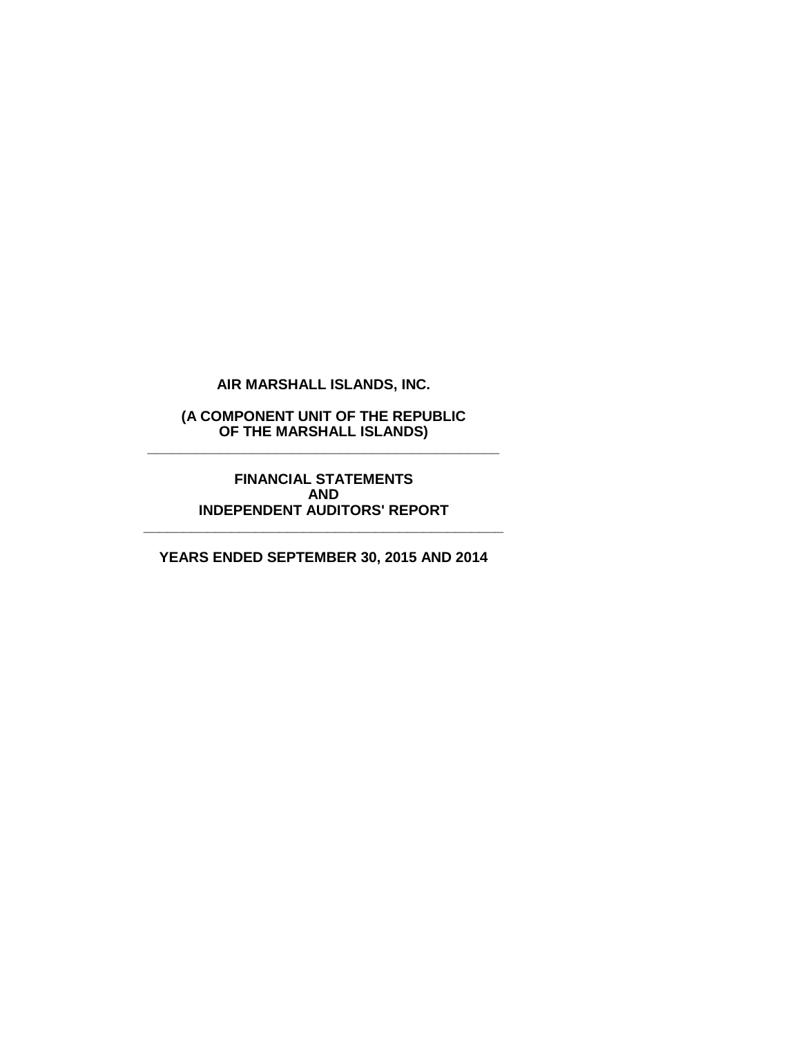# AIR MARSHALL ISLANDS, INC.

## (A COMPONENT UNIT OF THE REPUBLIC OF THE MARSHALL ISLANDS)

---

## FINANCIAL STATEMENTS AND INDEPENDENT AUDITORS' REPORT

---

## YEARS ENDED SEPTEMBER 30, 2015 AND 2014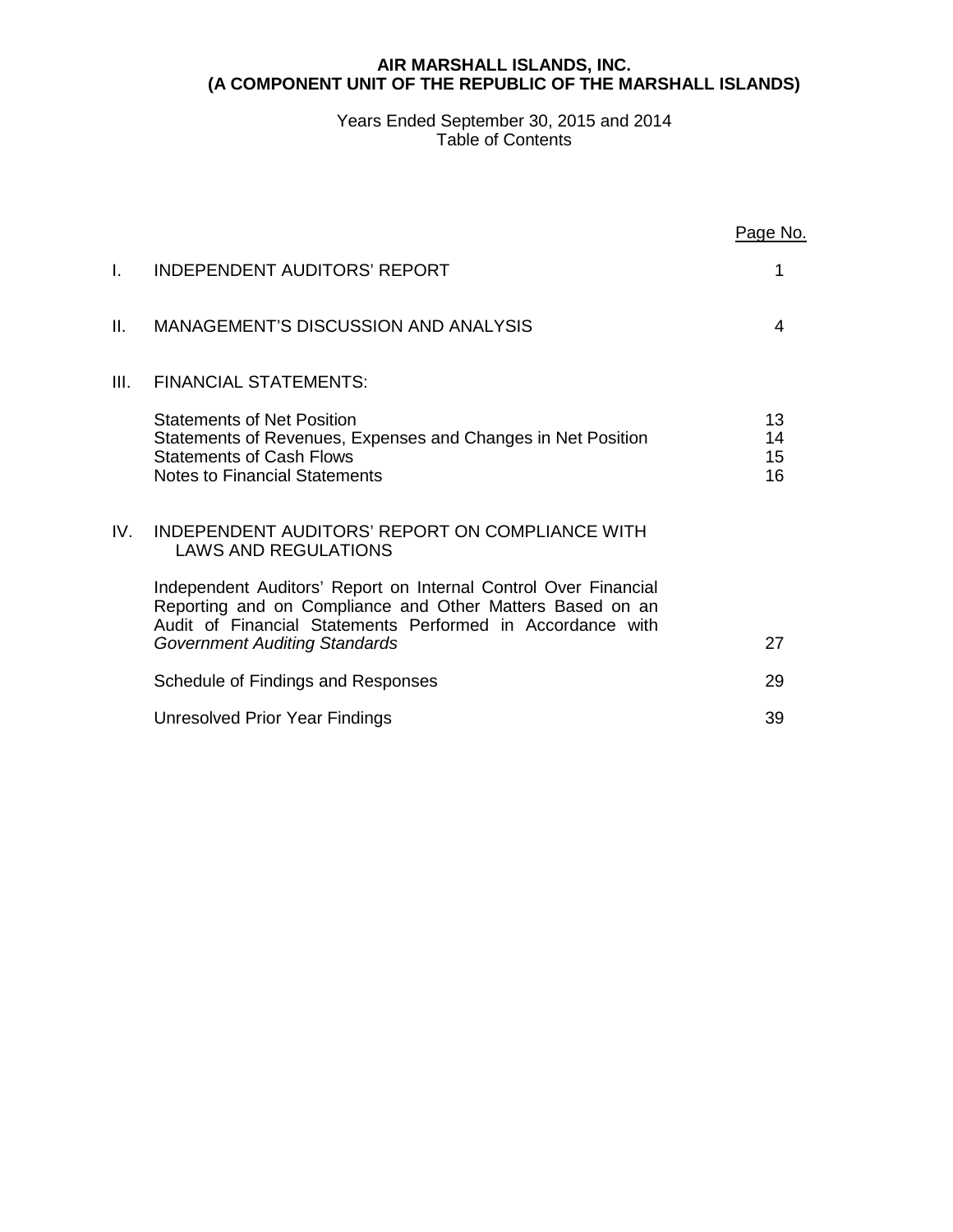**AIR MARSHALL ISLANDS, INC.**
**(A COMPONENT UNIT OF THE REPUBLIC OF THE MARSHALL ISLANDS)**

Years Ended September 30, 2015 and 2014
Table of Contents

| | | Page No. |
|---|---|---|
| I. | INDEPENDENT AUDITORS' REPORT | 1 |
| II. | MANAGEMENT'S DISCUSSION AND ANALYSIS | 4 |
| III. | FINANCIAL STATEMENTS: | |
| | Statements of Net Position | 13 |
| | Statements of Revenues, Expenses and Changes in Net Position | 14 |
| | Statements of Cash Flows | 15 |
| | Notes to Financial Statements | 16 |
| IV. | INDEPENDENT AUDITORS' REPORT ON COMPLIANCE WITH LAWS AND REGULATIONS | |
| | Independent Auditors' Report on Internal Control Over Financial Reporting and on Compliance and Other Matters Based on an Audit of Financial Statements Performed in Accordance with *Government Auditing Standards* | 27 |
| | Schedule of Findings and Responses | 29 |
| | Unresolved Prior Year Findings | 39 |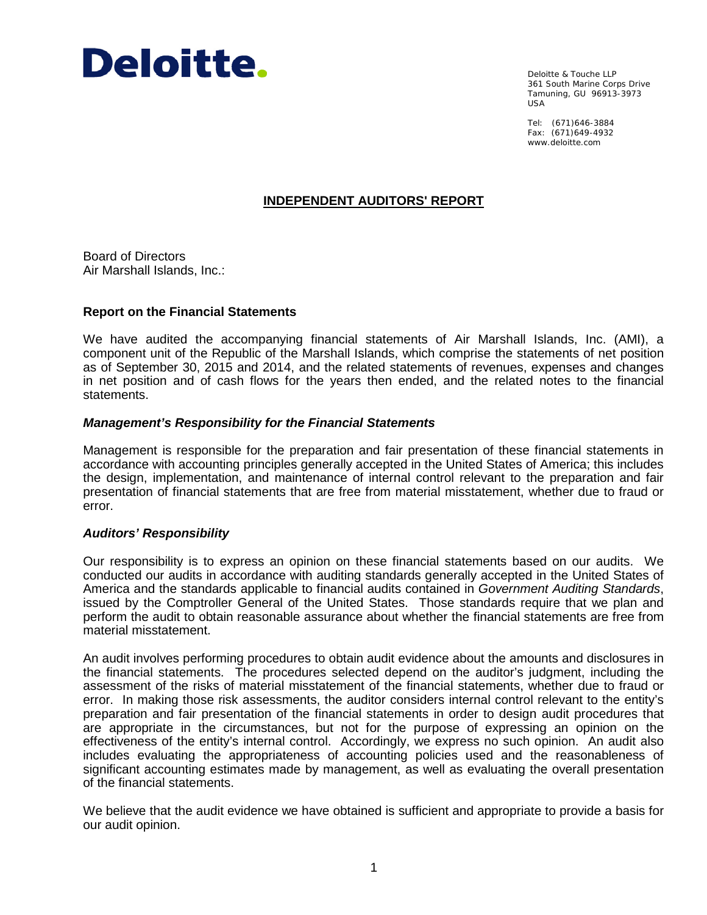Deloitte.

Deloitte & Touche LLP
361 South Marine Corps Drive
Tamuning, GU 96913-3973
USA

Tel: (671)646-3884
Fax: (671)649-4932
www.deloitte.com

## INDEPENDENT AUDITORS' REPORT

Board of Directors
Air Marshall Islands, Inc.:

### Report on the Financial Statements

We have audited the accompanying financial statements of Air Marshall Islands, Inc. (AMI), a component unit of the Republic of the Marshall Islands, which comprise the statements of net position as of September 30, 2015 and 2014, and the related statements of revenues, expenses and changes in net position and of cash flows for the years then ended, and the related notes to the financial statements.

#### *Management's Responsibility for the Financial Statements*

Management is responsible for the preparation and fair presentation of these financial statements in accordance with accounting principles generally accepted in the United States of America; this includes the design, implementation, and maintenance of internal control relevant to the preparation and fair presentation of financial statements that are free from material misstatement, whether due to fraud or error.

#### *Auditors' Responsibility*

Our responsibility is to express an opinion on these financial statements based on our audits. We conducted our audits in accordance with auditing standards generally accepted in the United States of America and the standards applicable to financial audits contained in *Government Auditing Standards*, issued by the Comptroller General of the United States. Those standards require that we plan and perform the audit to obtain reasonable assurance about whether the financial statements are free from material misstatement.

An audit involves performing procedures to obtain audit evidence about the amounts and disclosures in the financial statements. The procedures selected depend on the auditor's judgment, including the assessment of the risks of material misstatement of the financial statements, whether due to fraud or error. In making those risk assessments, the auditor considers internal control relevant to the entity's preparation and fair presentation of the financial statements in order to design audit procedures that are appropriate in the circumstances, but not for the purpose of expressing an opinion on the effectiveness of the entity's internal control. Accordingly, we express no such opinion. An audit also includes evaluating the appropriateness of accounting policies used and the reasonableness of significant accounting estimates made by management, as well as evaluating the overall presentation of the financial statements.

We believe that the audit evidence we have obtained is sufficient and appropriate to provide a basis for our audit opinion.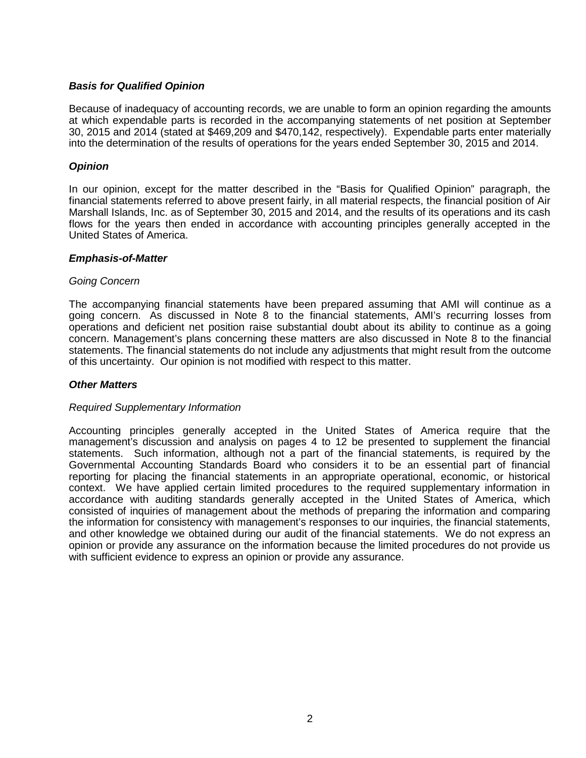### ***Basis for Qualified Opinion***

Because of inadequacy of accounting records, we are unable to form an opinion regarding the amounts at which expendable parts is recorded in the accompanying statements of net position at September 30, 2015 and 2014 (stated at $469,209 and $470,142, respectively). Expendable parts enter materially into the determination of the results of operations for the years ended September 30, 2015 and 2014.

### ***Opinion***

In our opinion, except for the matter described in the "Basis for Qualified Opinion" paragraph, the financial statements referred to above present fairly, in all material respects, the financial position of Air Marshall Islands, Inc. as of September 30, 2015 and 2014, and the results of its operations and its cash flows for the years then ended in accordance with accounting principles generally accepted in the United States of America.

### ***Emphasis-of-Matter***

*Going Concern*

The accompanying financial statements have been prepared assuming that AMI will continue as a going concern. As discussed in Note 8 to the financial statements, AMI's recurring losses from operations and deficient net position raise substantial doubt about its ability to continue as a going concern. Management's plans concerning these matters are also discussed in Note 8 to the financial statements. The financial statements do not include any adjustments that might result from the outcome of this uncertainty. Our opinion is not modified with respect to this matter.

### ***Other Matters***

*Required Supplementary Information*

Accounting principles generally accepted in the United States of America require that the management's discussion and analysis on pages 4 to 12 be presented to supplement the financial statements. Such information, although not a part of the financial statements, is required by the Governmental Accounting Standards Board who considers it to be an essential part of financial reporting for placing the financial statements in an appropriate operational, economic, or historical context. We have applied certain limited procedures to the required supplementary information in accordance with auditing standards generally accepted in the United States of America, which consisted of inquiries of management about the methods of preparing the information and comparing the information for consistency with management's responses to our inquiries, the financial statements, and other knowledge we obtained during our audit of the financial statements. We do not express an opinion or provide any assurance on the information because the limited procedures do not provide us with sufficient evidence to express an opinion or provide any assurance.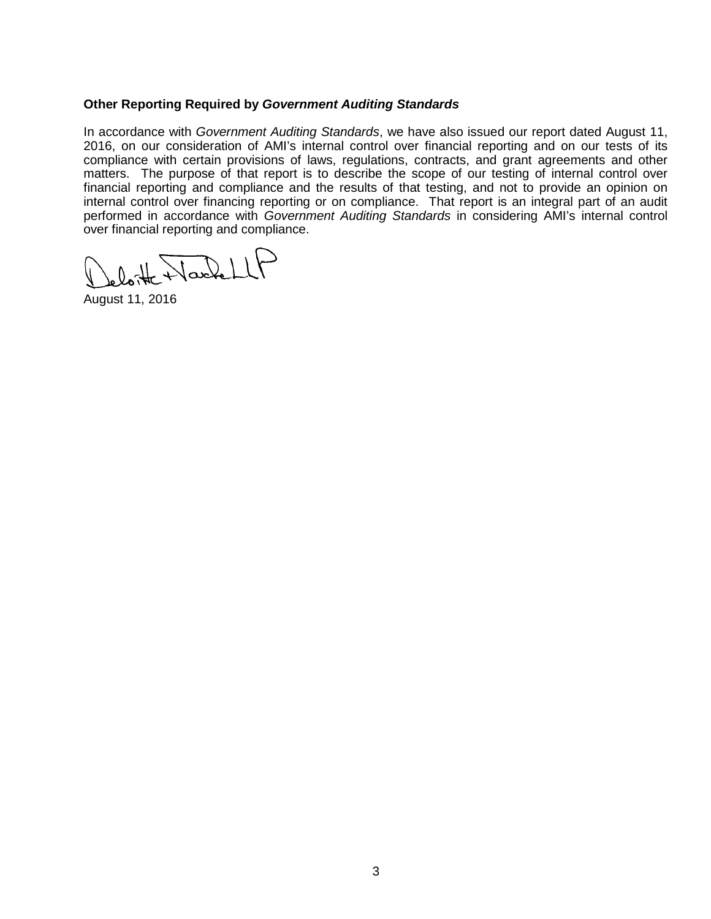## Other Reporting Required by *Government Auditing Standards*

In accordance with *Government Auditing Standards*, we have also issued our report dated August 11, 2016, on our consideration of AMI's internal control over financial reporting and on our tests of its compliance with certain provisions of laws, regulations, contracts, and grant agreements and other matters. The purpose of that report is to describe the scope of our testing of internal control over financial reporting and compliance and the results of that testing, and not to provide an opinion on internal control over financing reporting or on compliance. That report is an integral part of an audit performed in accordance with *Government Auditing Standards* in considering AMI's internal control over financial reporting and compliance.

Deloitte & Touche LLP

August 11, 2016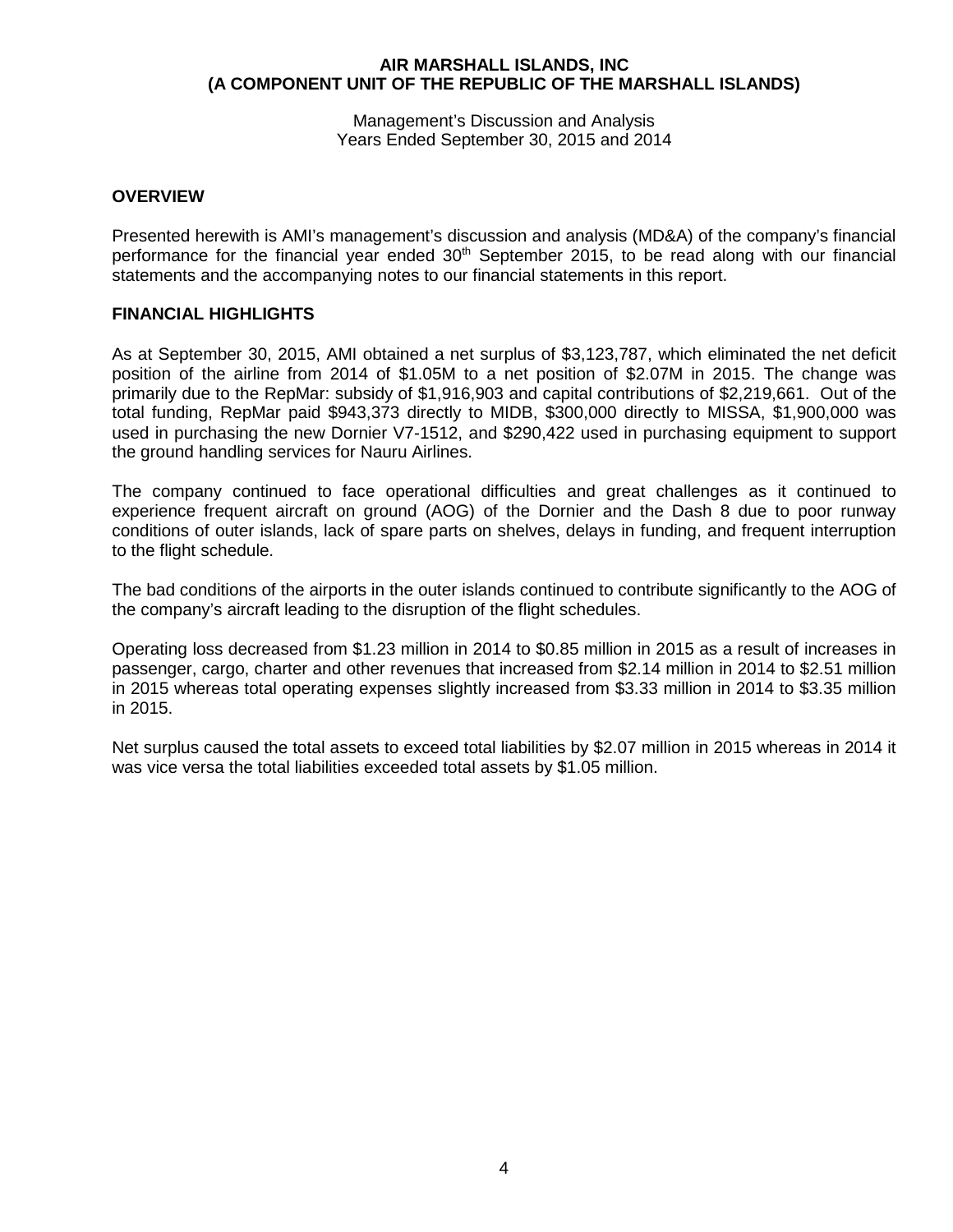**AIR MARSHALL ISLANDS, INC**
**(A COMPONENT UNIT OF THE REPUBLIC OF THE MARSHALL ISLANDS)**

Management's Discussion and Analysis
Years Ended September 30, 2015 and 2014

## OVERVIEW

Presented herewith is AMI's management's discussion and analysis (MD&A) of the company's financial performance for the financial year ended 30th September 2015, to be read along with our financial statements and the accompanying notes to our financial statements in this report.

## FINANCIAL HIGHLIGHTS

As at September 30, 2015, AMI obtained a net surplus of $3,123,787, which eliminated the net deficit position of the airline from 2014 of $1.05M to a net position of $2.07M in 2015. The change was primarily due to the RepMar: subsidy of $1,916,903 and capital contributions of $2,219,661. Out of the total funding, RepMar paid $943,373 directly to MIDB, $300,000 directly to MISSA, $1,900,000 was used in purchasing the new Dornier V7-1512, and $290,422 used in purchasing equipment to support the ground handling services for Nauru Airlines.

The company continued to face operational difficulties and great challenges as it continued to experience frequent aircraft on ground (AOG) of the Dornier and the Dash 8 due to poor runway conditions of outer islands, lack of spare parts on shelves, delays in funding, and frequent interruption to the flight schedule.

The bad conditions of the airports in the outer islands continued to contribute significantly to the AOG of the company's aircraft leading to the disruption of the flight schedules.

Operating loss decreased from $1.23 million in 2014 to $0.85 million in 2015 as a result of increases in passenger, cargo, charter and other revenues that increased from $2.14 million in 2014 to $2.51 million in 2015 whereas total operating expenses slightly increased from $3.33 million in 2014 to $3.35 million in 2015.

Net surplus caused the total assets to exceed total liabilities by $2.07 million in 2015 whereas in 2014 it was vice versa the total liabilities exceeded total assets by $1.05 million.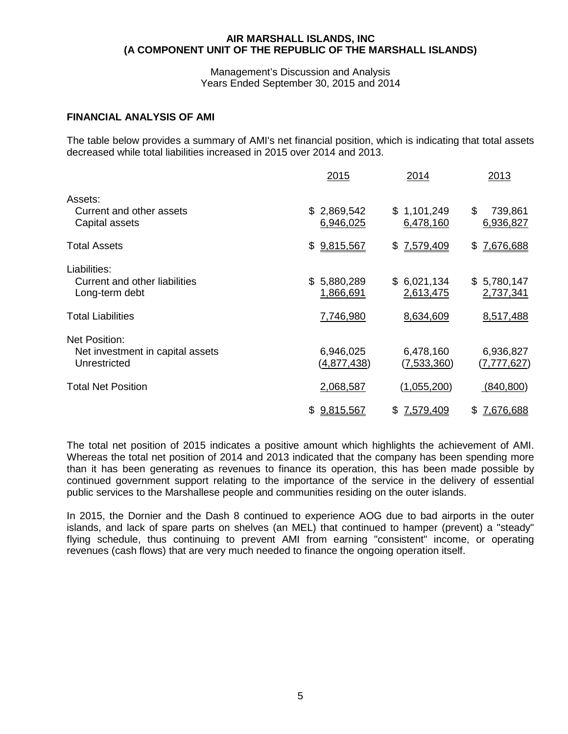**AIR MARSHALL ISLANDS, INC**
**(A COMPONENT UNIT OF THE REPUBLIC OF THE MARSHALL ISLANDS)**

Management's Discussion and Analysis
Years Ended September 30, 2015 and 2014

## FINANCIAL ANALYSIS OF AMI

The table below provides a summary of AMI's net financial position, which is indicating that total assets decreased while total liabilities increased in 2015 over 2014 and 2013.

| | 2015 | 2014 | 2013 |
|---|---|---|---|
| Assets: | | | |
| Current and other assets | $ 2,869,542 | $ 1,101,249 | $ 739,861 |
| Capital assets | 6,946,025 | 6,478,160 | 6,936,827 |
| Total Assets | $ 9,815,567 | $ 7,579,409 | $ 7,676,688 |
| Liabilities: | | | |
| Current and other liabilities | $ 5,880,289 | $ 6,021,134 | $ 5,780,147 |
| Long-term debt | 1,866,691 | 2,613,475 | 2,737,341 |
| Total Liabilities | 7,746,980 | 8,634,609 | 8,517,488 |
| Net Position: | | | |
| Net investment in capital assets | 6,946,025 | 6,478,160 | 6,936,827 |
| Unrestricted | (4,877,438) | (7,533,360) | (7,777,627) |
| Total Net Position | 2,068,587 | (1,055,200) | (840,800) |
| | $ 9,815,567 | $ 7,579,409 | $ 7,676,688 |

The total net position of 2015 indicates a positive amount which highlights the achievement of AMI. Whereas the total net position of 2014 and 2013 indicated that the company has been spending more than it has been generating as revenues to finance its operation, this has been made possible by continued government support relating to the importance of the service in the delivery of essential public services to the Marshallese people and communities residing on the outer islands.

In 2015, the Dornier and the Dash 8 continued to experience AOG due to bad airports in the outer islands, and lack of spare parts on shelves (an MEL) that continued to hamper (prevent) a "steady" flying schedule, thus continuing to prevent AMI from earning "consistent" income, or operating revenues (cash flows) that are very much needed to finance the ongoing operation itself.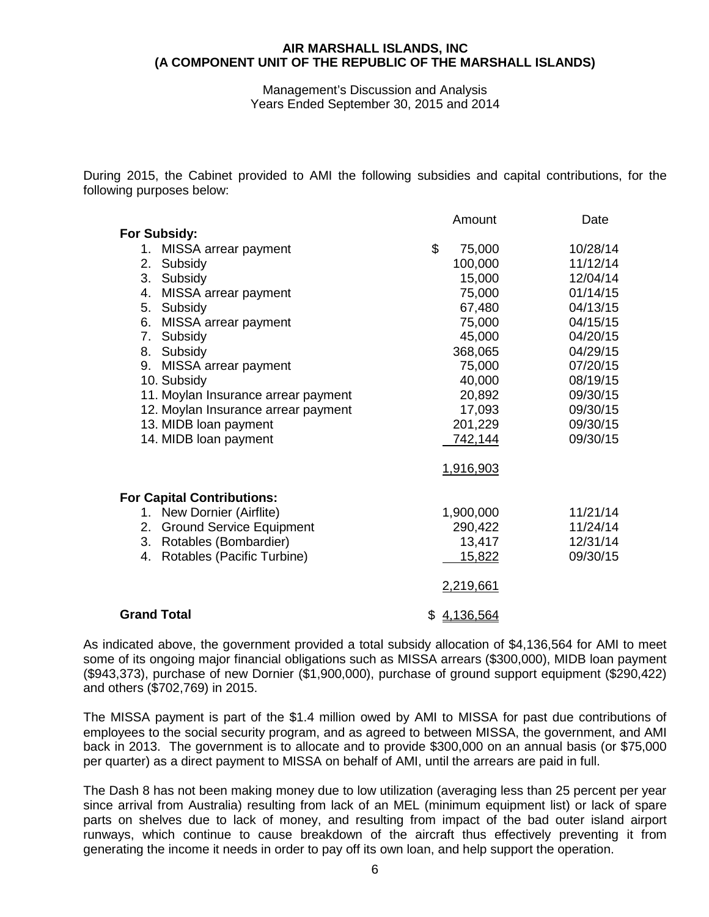**AIR MARSHALL ISLANDS, INC**
**(A COMPONENT UNIT OF THE REPUBLIC OF THE MARSHALL ISLANDS)**

Management's Discussion and Analysis
Years Ended September 30, 2015 and 2014

During 2015, the Cabinet provided to AMI the following subsidies and capital contributions, for the following purposes below:

| | Amount | Date |
|---|---|---|
| **For Subsidy:** | | |
| 1. MISSA arrear payment | $ 75,000 | 10/28/14 |
| 2. Subsidy | 100,000 | 11/12/14 |
| 3. Subsidy | 15,000 | 12/04/14 |
| 4. MISSA arrear payment | 75,000 | 01/14/15 |
| 5. Subsidy | 67,480 | 04/13/15 |
| 6. MISSA arrear payment | 75,000 | 04/15/15 |
| 7. Subsidy | 45,000 | 04/20/15 |
| 8. Subsidy | 368,065 | 04/29/15 |
| 9. MISSA arrear payment | 75,000 | 07/20/15 |
| 10. Subsidy | 40,000 | 08/19/15 |
| 11. Moylan Insurance arrear payment | 20,892 | 09/30/15 |
| 12. Moylan Insurance arrear payment | 17,093 | 09/30/15 |
| 13. MIDB loan payment | 201,229 | 09/30/15 |
| 14. MIDB loan payment | 742,144 | 09/30/15 |
| | 1,916,903 | |
| **For Capital Contributions:** | | |
| 1. New Dornier (Airflite) | 1,900,000 | 11/21/14 |
| 2. Ground Service Equipment | 290,422 | 11/24/14 |
| 3. Rotables (Bombardier) | 13,417 | 12/31/14 |
| 4. Rotables (Pacific Turbine) | 15,822 | 09/30/15 |
| | 2,219,661 | |
| **Grand Total** | $ 4,136,564 | |

As indicated above, the government provided a total subsidy allocation of $4,136,564 for AMI to meet some of its ongoing major financial obligations such as MISSA arrears ($300,000), MIDB loan payment ($943,373), purchase of new Dornier ($1,900,000), purchase of ground support equipment ($290,422) and others ($702,769) in 2015.

The MISSA payment is part of the $1.4 million owed by AMI to MISSA for past due contributions of employees to the social security program, and as agreed to between MISSA, the government, and AMI back in 2013. The government is to allocate and to provide $300,000 on an annual basis (or $75,000 per quarter) as a direct payment to MISSA on behalf of AMI, until the arrears are paid in full.

The Dash 8 has not been making money due to low utilization (averaging less than 25 percent per year since arrival from Australia) resulting from lack of an MEL (minimum equipment list) or lack of spare parts on shelves due to lack of money, and resulting from impact of the bad outer island airport runways, which continue to cause breakdown of the aircraft thus effectively preventing it from generating the income it needs in order to pay off its own loan, and help support the operation.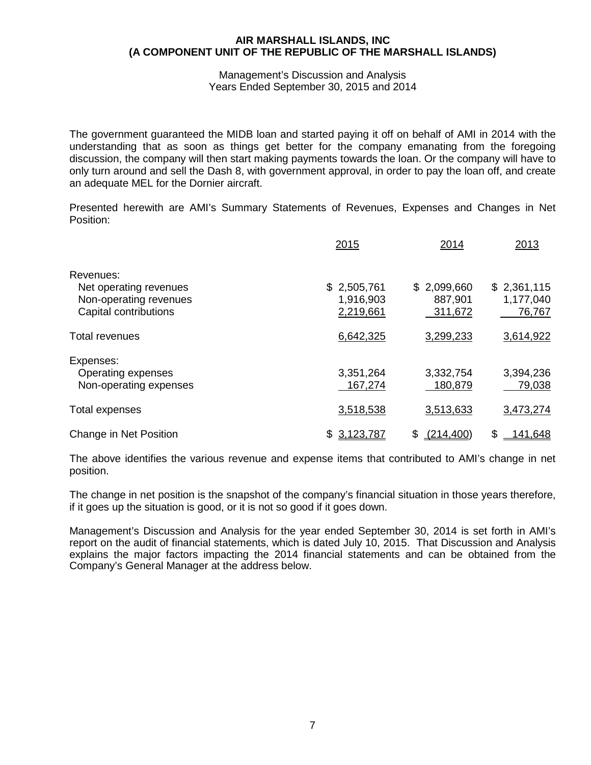The government guaranteed the MIDB loan and started paying it off on behalf of AMI in 2014 with the understanding that as soon as things get better for the company emanating from the foregoing discussion, the company will then start making payments towards the loan. Or the company will have to only turn around and sell the Dash 8, with government approval, in order to pay the loan off, and create an adequate MEL for the Dornier aircraft.

Presented herewith are AMI's Summary Statements of Revenues, Expenses and Changes in Net Position:

| | 2015 | 2014 | 2013 |
|---|---|---|---|
| Revenues: | | | |
| Net operating revenues | $ 2,505,761 | $ 2,099,660 | $ 2,361,115 |
| Non-operating revenues | 1,916,903 | 887,901 | 1,177,040 |
| Capital contributions | 2,219,661 | 311,672 | 76,767 |
| Total revenues | 6,642,325 | 3,299,233 | 3,614,922 |
| Expenses: | | | |
| Operating expenses | 3,351,264 | 3,332,754 | 3,394,236 |
| Non-operating expenses | 167,274 | 180,879 | 79,038 |
| Total expenses | 3,518,538 | 3,513,633 | 3,473,274 |
| Change in Net Position | $ 3,123,787 | $ (214,400) | $ 141,648 |

The above identifies the various revenue and expense items that contributed to AMI's change in net position.

The change in net position is the snapshot of the company's financial situation in those years therefore, if it goes up the situation is good, or it is not so good if it goes down.

Management's Discussion and Analysis for the year ended September 30, 2014 is set forth in AMI's report on the audit of financial statements, which is dated July 10, 2015. That Discussion and Analysis explains the major factors impacting the 2014 financial statements and can be obtained from the Company's General Manager at the address below.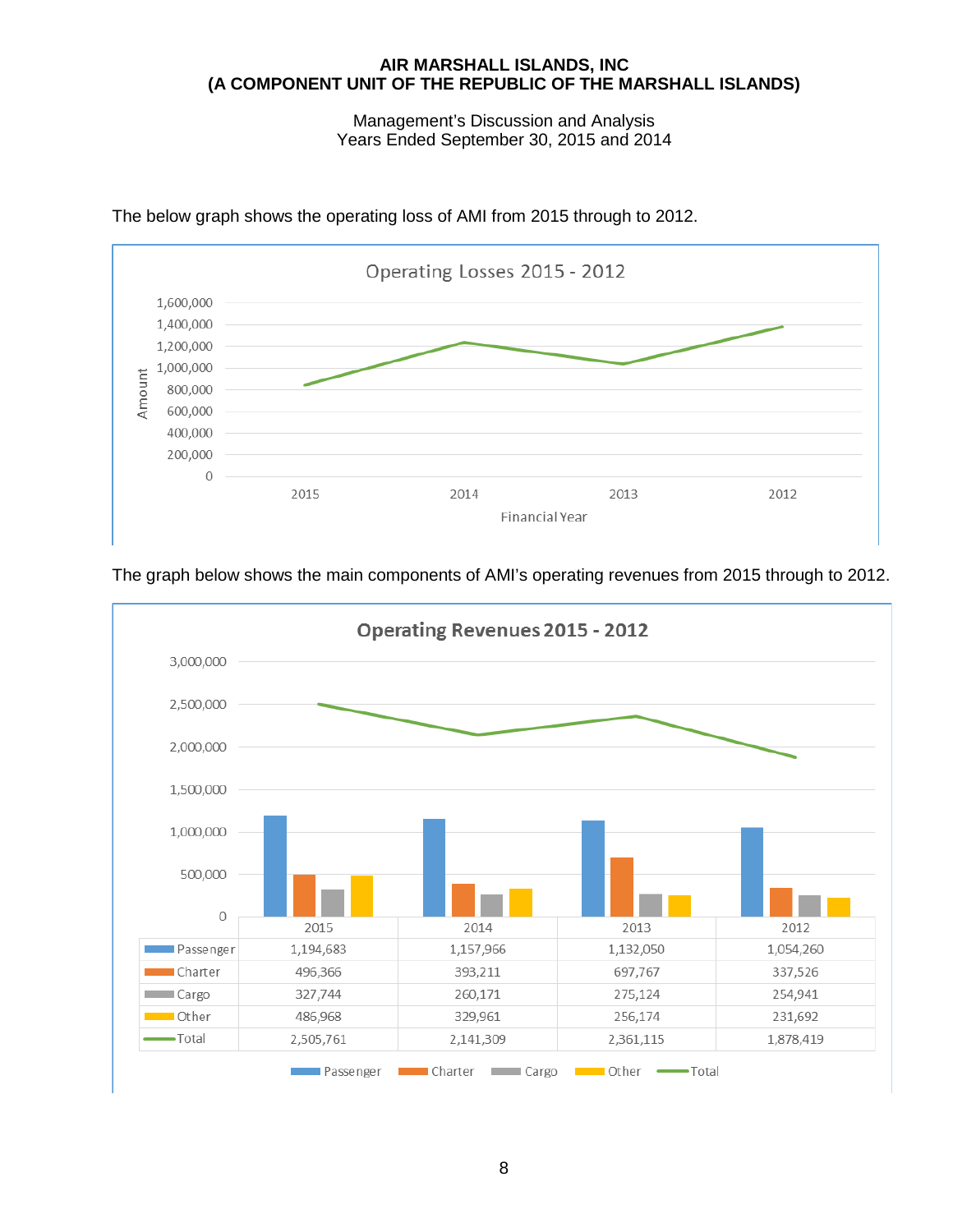The below graph shows the operating loss of AMI from 2015 through to 2012.

**Operating Losses 2015 - 2012**

The graph below shows the main components of AMI's operating revenues from 2015 through to 2012.

**Operating Revenues 2015 - 2012**

| | 2015 | 2014 | 2013 | 2012 |
|---|---|---|---|---|
| Passenger | 1,194,683 | 1,157,966 | 1,132,050 | 1,054,260 |
| Charter | 496,366 | 393,211 | 697,767 | 337,526 |
| Cargo | 327,744 | 260,171 | 275,124 | 254,941 |
| Other | 486,968 | 329,961 | 256,174 | 231,692 |
| Total | 2,505,761 | 2,141,309 | 2,361,115 | 1,878,419 |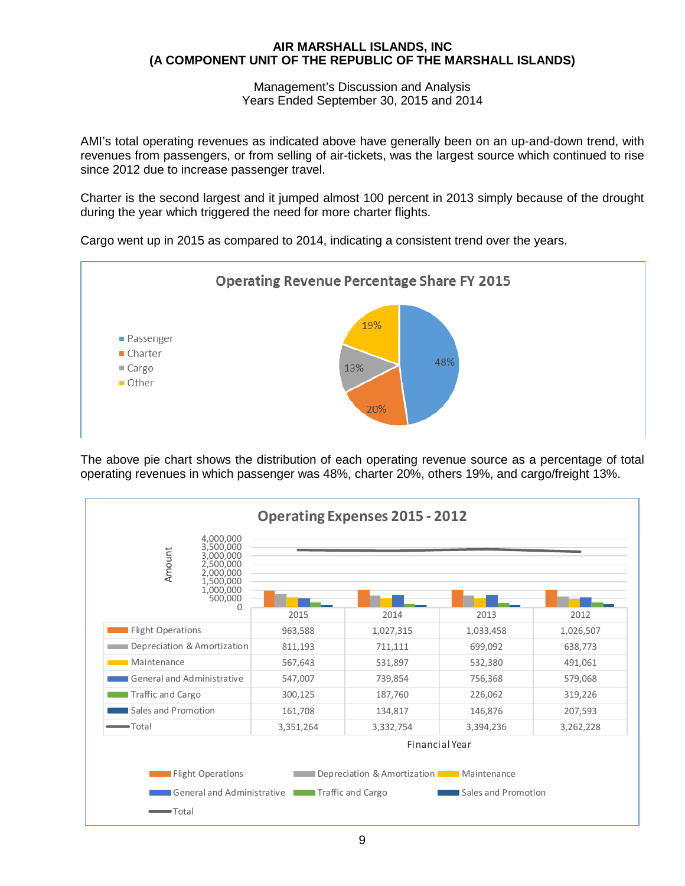**AIR MARSHALL ISLANDS, INC**
**(A COMPONENT UNIT OF THE REPUBLIC OF THE MARSHALL ISLANDS)**

Management's Discussion and Analysis
Years Ended September 30, 2015 and 2014

AMI's total operating revenues as indicated above have generally been on an up-and-down trend, with revenues from passengers, or from selling of air-tickets, was the largest source which continued to rise since 2012 due to increase passenger travel.

Charter is the second largest and it jumped almost 100 percent in 2013 simply because of the drought during the year which triggered the need for more charter flights.

Cargo went up in 2015 as compared to 2014, indicating a consistent trend over the years.

**Operating Revenue Percentage Share FY 2015**

| Source | Share |
|---|---|
| Passenger | 48% |
| Charter | 20% |
| Cargo | 13% |
| Other | 19% |

The above pie chart shows the distribution of each operating revenue source as a percentage of total operating revenues in which passenger was 48%, charter 20%, others 19%, and cargo/freight 13%.

**Operating Expenses 2015 - 2012**

| Financial Year | 2015 | 2014 | 2013 | 2012 |
|---|---|---|---|---|
| Flight Operations | 963,588 | 1,027,315 | 1,033,458 | 1,026,507 |
| Depreciation & Amortization | 811,193 | 711,111 | 699,092 | 638,773 |
| Maintenance | 567,643 | 531,897 | 532,380 | 491,061 |
| General and Administrative | 547,007 | 739,854 | 756,368 | 579,068 |
| Traffic and Cargo | 300,125 | 187,760 | 226,062 | 319,226 |
| Sales and Promotion | 161,708 | 134,817 | 146,876 | 207,593 |
| Total | 3,351,264 | 3,332,754 | 3,394,236 | 3,262,228 |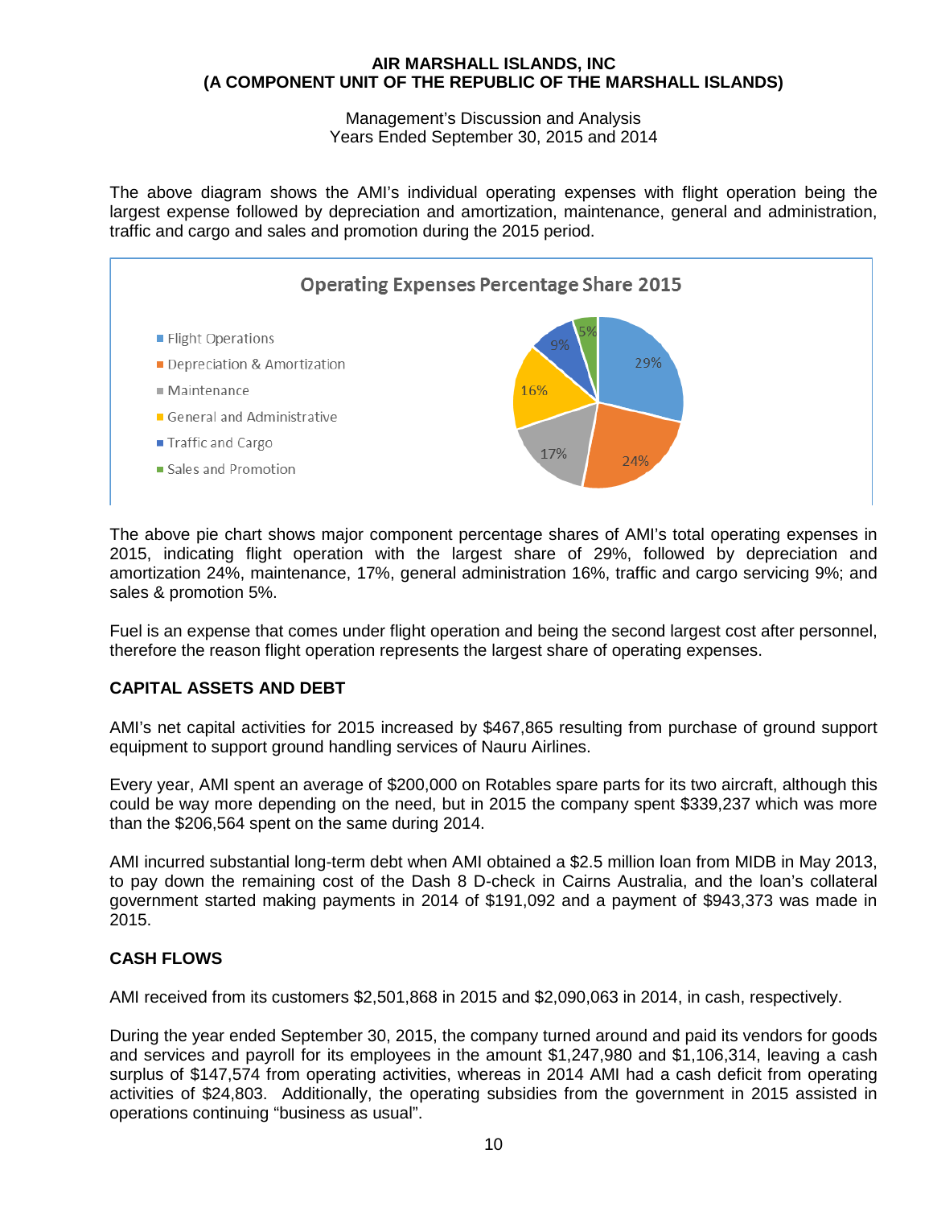The above diagram shows the AMI's individual operating expenses with flight operation being the largest expense followed by depreciation and amortization, maintenance, general and administration, traffic and cargo and sales and promotion during the 2015 period.

**Operating Expenses Percentage Share 2015**

| Category | Share |
|---|---|
| Flight Operations | 29% |
| Depreciation & Amortization | 24% |
| Maintenance | 17% |
| General and Administrative | 16% |
| Traffic and Cargo | 9% |
| Sales and Promotion | 5% |

The above pie chart shows major component percentage shares of AMI's total operating expenses in 2015, indicating flight operation with the largest share of 29%, followed by depreciation and amortization 24%, maintenance, 17%, general administration 16%, traffic and cargo servicing 9%; and sales & promotion 5%.

Fuel is an expense that comes under flight operation and being the second largest cost after personnel, therefore the reason flight operation represents the largest share of operating expenses.

## CAPITAL ASSETS AND DEBT

AMI's net capital activities for 2015 increased by $467,865 resulting from purchase of ground support equipment to support ground handling services of Nauru Airlines.

Every year, AMI spent an average of $200,000 on Rotables spare parts for its two aircraft, although this could be way more depending on the need, but in 2015 the company spent $339,237 which was more than the $206,564 spent on the same during 2014.

AMI incurred substantial long-term debt when AMI obtained a $2.5 million loan from MIDB in May 2013, to pay down the remaining cost of the Dash 8 D-check in Cairns Australia, and the loan's collateral government started making payments in 2014 of $191,092 and a payment of $943,373 was made in 2015.

## CASH FLOWS

AMI received from its customers $2,501,868 in 2015 and $2,090,063 in 2014, in cash, respectively.

During the year ended September 30, 2015, the company turned around and paid its vendors for goods and services and payroll for its employees in the amount $1,247,980 and $1,106,314, leaving a cash surplus of $147,574 from operating activities, whereas in 2014 AMI had a cash deficit from operating activities of $24,803. Additionally, the operating subsidies from the government in 2015 assisted in operations continuing "business as usual".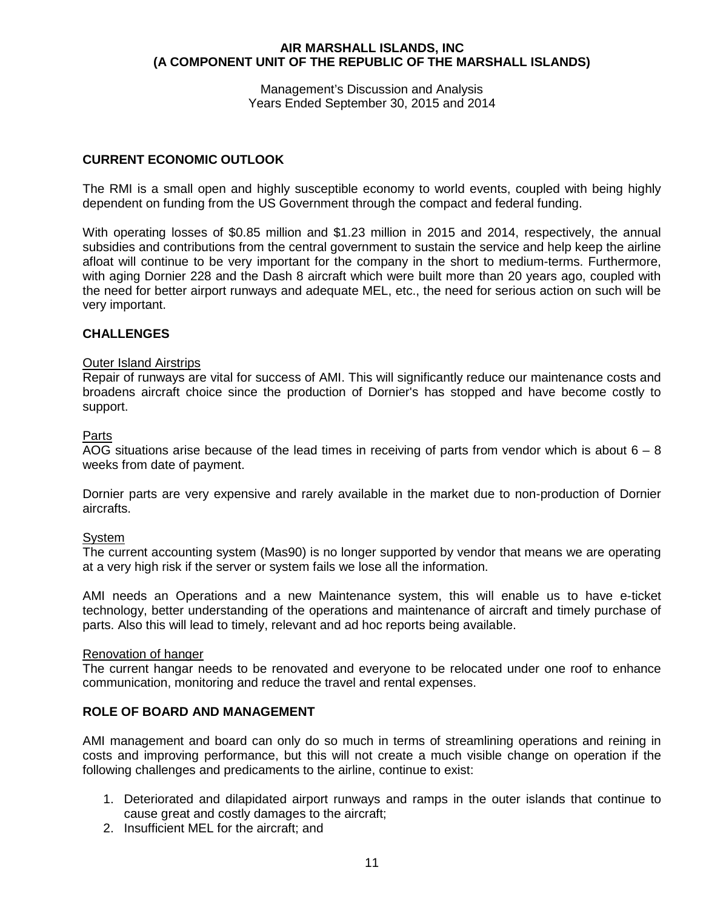**AIR MARSHALL ISLANDS, INC**
**(A COMPONENT UNIT OF THE REPUBLIC OF THE MARSHALL ISLANDS)**

Management's Discussion and Analysis
Years Ended September 30, 2015 and 2014

## CURRENT ECONOMIC OUTLOOK

The RMI is a small open and highly susceptible economy to world events, coupled with being highly dependent on funding from the US Government through the compact and federal funding.

With operating losses of $0.85 million and $1.23 million in 2015 and 2014, respectively, the annual subsidies and contributions from the central government to sustain the service and help keep the airline afloat will continue to be very important for the company in the short to medium-terms. Furthermore, with aging Dornier 228 and the Dash 8 aircraft which were built more than 20 years ago, coupled with the need for better airport runways and adequate MEL, etc., the need for serious action on such will be very important.

## CHALLENGES

Outer Island Airstrips
Repair of runways are vital for success of AMI. This will significantly reduce our maintenance costs and broadens aircraft choice since the production of Dornier's has stopped and have become costly to support.

Parts
AOG situations arise because of the lead times in receiving of parts from vendor which is about 6 – 8 weeks from date of payment.

Dornier parts are very expensive and rarely available in the market due to non-production of Dornier aircrafts.

System
The current accounting system (Mas90) is no longer supported by vendor that means we are operating at a very high risk if the server or system fails we lose all the information.

AMI needs an Operations and a new Maintenance system, this will enable us to have e-ticket technology, better understanding of the operations and maintenance of aircraft and timely purchase of parts. Also this will lead to timely, relevant and ad hoc reports being available.

Renovation of hanger
The current hangar needs to be renovated and everyone to be relocated under one roof to enhance communication, monitoring and reduce the travel and rental expenses.

## ROLE OF BOARD AND MANAGEMENT

AMI management and board can only do so much in terms of streamlining operations and reining in costs and improving performance, but this will not create a much visible change on operation if the following challenges and predicaments to the airline, continue to exist:

1. Deteriorated and dilapidated airport runways and ramps in the outer islands that continue to cause great and costly damages to the aircraft;
2. Insufficient MEL for the aircraft; and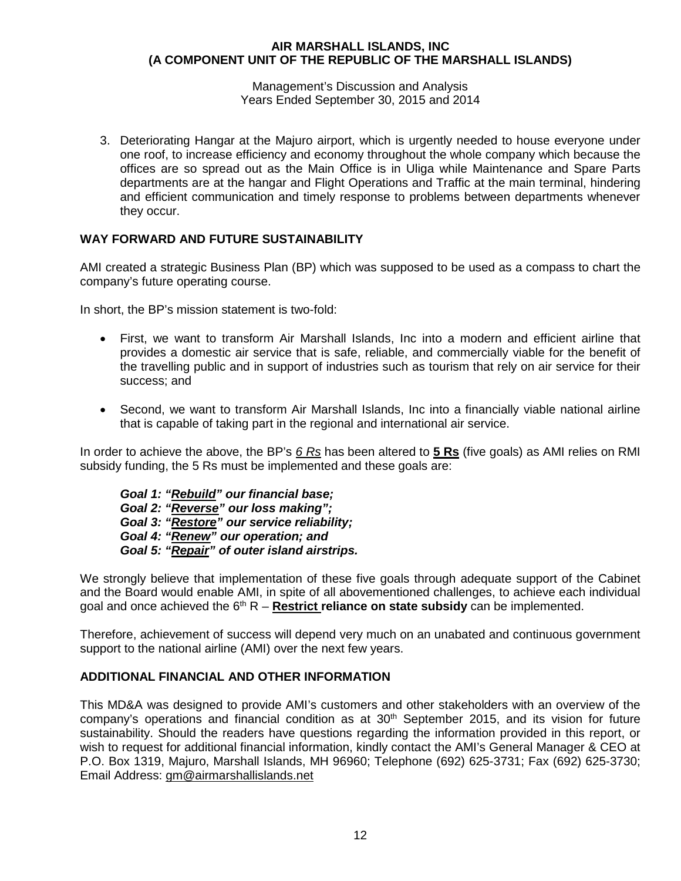3. Deteriorating Hangar at the Majuro airport, which is urgently needed to house everyone under one roof, to increase efficiency and economy throughout the whole company which because the offices are so spread out as the Main Office is in Uliga while Maintenance and Spare Parts departments are at the hangar and Flight Operations and Traffic at the main terminal, hindering and efficient communication and timely response to problems between departments whenever they occur.

## WAY FORWARD AND FUTURE SUSTAINABILITY

AMI created a strategic Business Plan (BP) which was supposed to be used as a compass to chart the company's future operating course.

In short, the BP's mission statement is two-fold:

- First, we want to transform Air Marshall Islands, Inc into a modern and efficient airline that provides a domestic air service that is safe, reliable, and commercially viable for the benefit of the travelling public and in support of industries such as tourism that rely on air service for their success; and
- Second, we want to transform Air Marshall Islands, Inc into a financially viable national airline that is capable of taking part in the regional and international air service.

In order to achieve the above, the BP's *6 Rs* has been altered to **5 Rs** (five goals) as AMI relies on RMI subsidy funding, the 5 Rs must be implemented and these goals are:

> ***Goal 1: "Rebuild" our financial base;***
> ***Goal 2: "Reverse" our loss making";***
> ***Goal 3: "Restore" our service reliability;***
> ***Goal 4: "Renew" our operation; and***
> ***Goal 5: "Repair" of outer island airstrips.***

We strongly believe that implementation of these five goals through adequate support of the Cabinet and the Board would enable AMI, in spite of all abovementioned challenges, to achieve each individual goal and once achieved the 6th R – **Restrict reliance on state subsidy** can be implemented.

Therefore, achievement of success will depend very much on an unabated and continuous government support to the national airline (AMI) over the next few years.

## ADDITIONAL FINANCIAL AND OTHER INFORMATION

This MD&A was designed to provide AMI's customers and other stakeholders with an overview of the company's operations and financial condition as at 30th September 2015, and its vision for future sustainability. Should the readers have questions regarding the information provided in this report, or wish to request for additional financial information, kindly contact the AMI's General Manager & CEO at P.O. Box 1319, Majuro, Marshall Islands, MH 96960; Telephone (692) 625-3731; Fax (692) 625-3730; Email Address: gm@airmarshallislands.net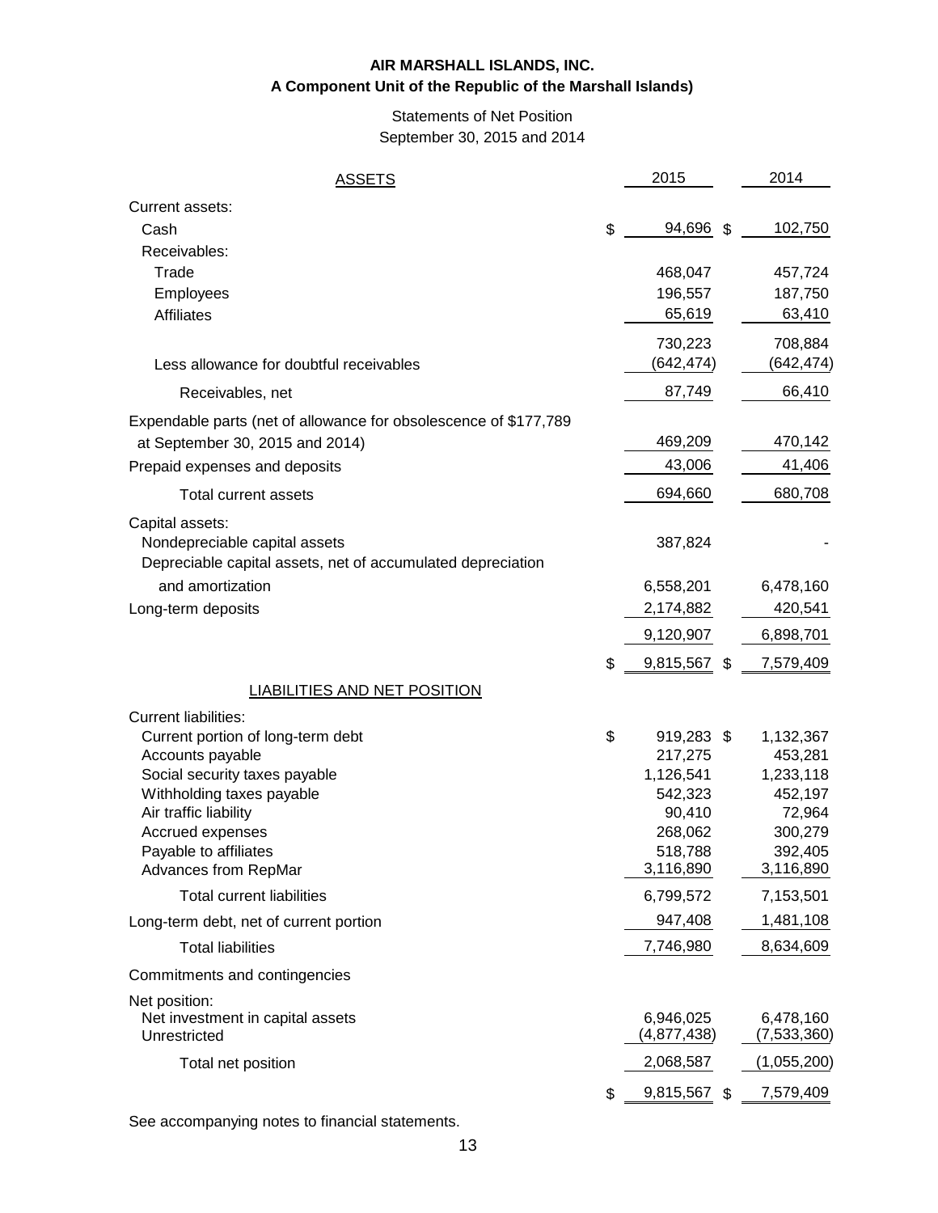**AIR MARSHALL ISLANDS, INC.**
**A Component Unit of the Republic of the Marshall Islands)**

Statements of Net Position
September 30, 2015 and 2014

| ASSETS | 2015 | 2014 |
|---|---|---|
| Current assets: | | |
| Cash | $ 94,696 | $ 102,750 |
| Receivables: | | |
| Trade | 468,047 | 457,724 |
| Employees | 196,557 | 187,750 |
| Affiliates | 65,619 | 63,410 |
| | 730,223 | 708,884 |
| Less allowance for doubtful receivables | (642,474) | (642,474) |
| Receivables, net | 87,749 | 66,410 |
| Expendable parts (net of allowance for obsolescence of $177,789 at September 30, 2015 and 2014) | 469,209 | 470,142 |
| Prepaid expenses and deposits | 43,006 | 41,406 |
| Total current assets | 694,660 | 680,708 |
| Capital assets: | | |
| Nondepreciable capital assets | 387,824 | - |
| Depreciable capital assets, net of accumulated depreciation and amortization | 6,558,201 | 6,478,160 |
| Long-term deposits | 2,174,882 | 420,541 |
| | 9,120,907 | 6,898,701 |
| | $ 9,815,567 | $ 7,579,409 |
| **LIABILITIES AND NET POSITION** | | |
| Current liabilities: | | |
| Current portion of long-term debt | $ 919,283 | $ 1,132,367 |
| Accounts payable | 217,275 | 453,281 |
| Social security taxes payable | 1,126,541 | 1,233,118 |
| Withholding taxes payable | 542,323 | 452,197 |
| Air traffic liability | 90,410 | 72,964 |
| Accrued expenses | 268,062 | 300,279 |
| Payable to affiliates | 518,788 | 392,405 |
| Advances from RepMar | 3,116,890 | 3,116,890 |
| Total current liabilities | 6,799,572 | 7,153,501 |
| Long-term debt, net of current portion | 947,408 | 1,481,108 |
| Total liabilities | 7,746,980 | 8,634,609 |
| Commitments and contingencies | | |
| Net position: | | |
| Net investment in capital assets | 6,946,025 | 6,478,160 |
| Unrestricted | (4,877,438) | (7,533,360) |
| Total net position | 2,068,587 | (1,055,200) |
| | $ 9,815,567 | $ 7,579,409 |

See accompanying notes to financial statements.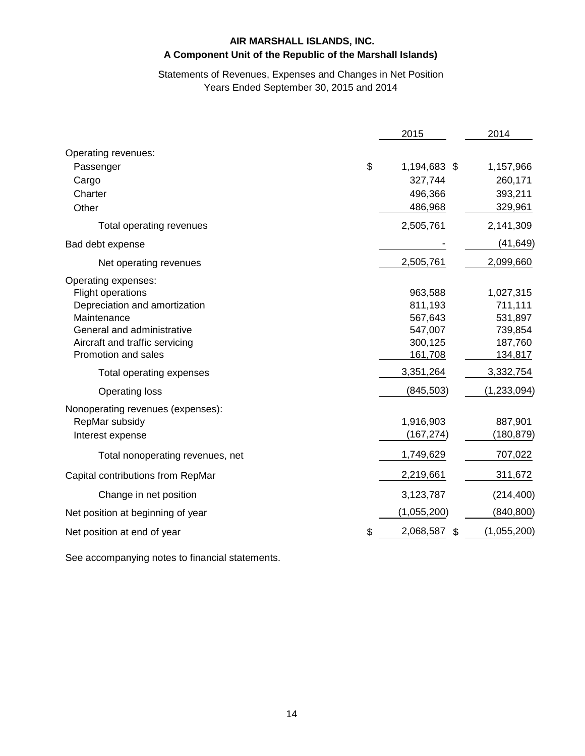**AIR MARSHALL ISLANDS, INC.**
**A Component Unit of the Republic of the Marshall Islands)**

Statements of Revenues, Expenses and Changes in Net Position
Years Ended September 30, 2015 and 2014

| | 2015 | 2014 |
|---|---|---|
| Operating revenues: | | |
| Passenger | $ 1,194,683 | $ 1,157,966 |
| Cargo | 327,744 | 260,171 |
| Charter | 496,366 | 393,211 |
| Other | 486,968 | 329,961 |
| Total operating revenues | 2,505,761 | 2,141,309 |
| Bad debt expense | - | (41,649) |
| Net operating revenues | 2,505,761 | 2,099,660 |
| Operating expenses: | | |
| Flight operations | 963,588 | 1,027,315 |
| Depreciation and amortization | 811,193 | 711,111 |
| Maintenance | 567,643 | 531,897 |
| General and administrative | 547,007 | 739,854 |
| Aircraft and traffic servicing | 300,125 | 187,760 |
| Promotion and sales | 161,708 | 134,817 |
| Total operating expenses | 3,351,264 | 3,332,754 |
| Operating loss | (845,503) | (1,233,094) |
| Nonoperating revenues (expenses): | | |
| RepMar subsidy | 1,916,903 | 887,901 |
| Interest expense | (167,274) | (180,879) |
| Total nonoperating revenues, net | 1,749,629 | 707,022 |
| Capital contributions from RepMar | 2,219,661 | 311,672 |
| Change in net position | 3,123,787 | (214,400) |
| Net position at beginning of year | (1,055,200) | (840,800) |
| Net position at end of year | $ 2,068,587 | $ (1,055,200) |

See accompanying notes to financial statements.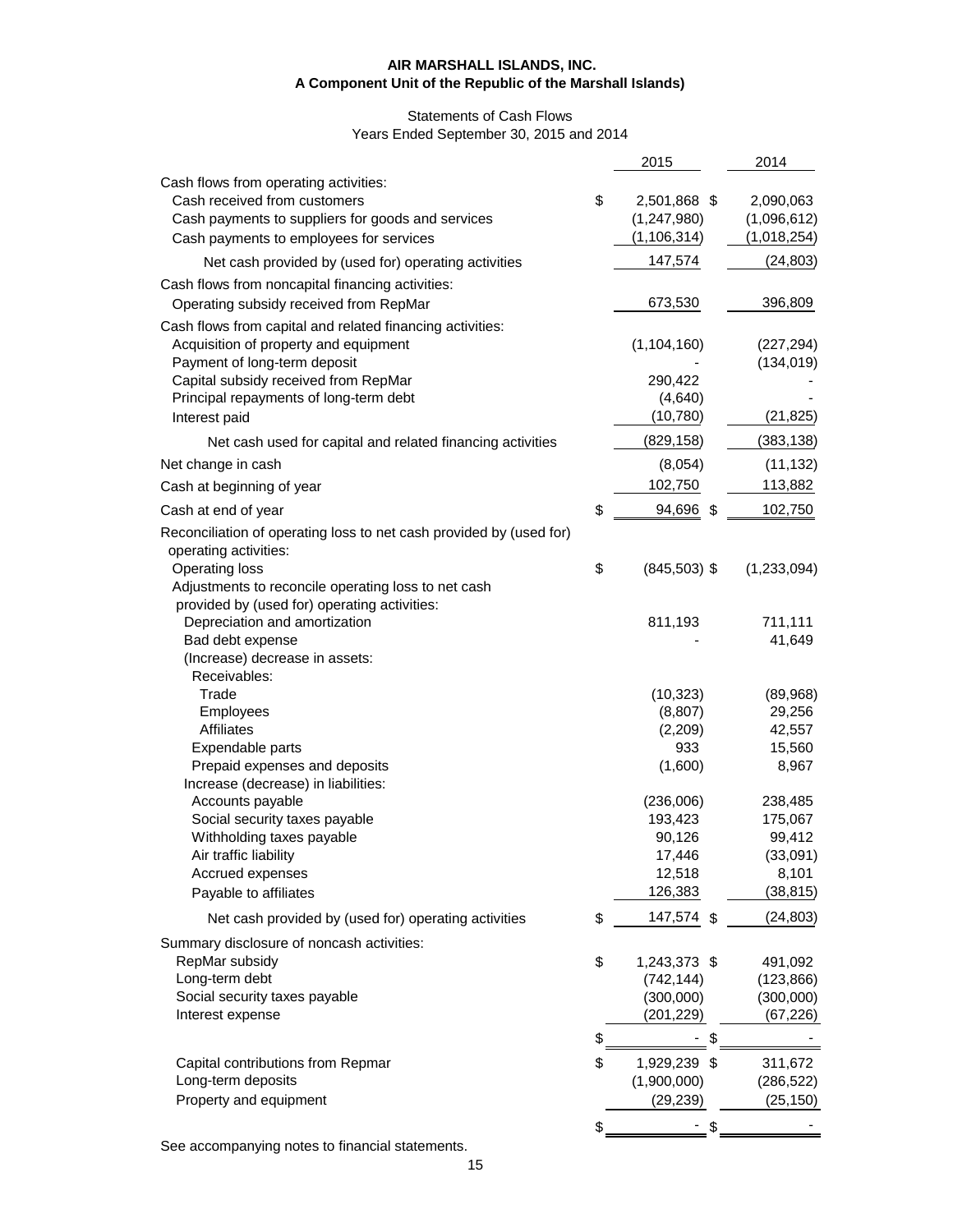**AIR MARSHALL ISLANDS, INC.**
**A Component Unit of the Republic of the Marshall Islands)**

Statements of Cash Flows
Years Ended September 30, 2015 and 2014

| | 2015 | 2014 |
|---|---|---|
| Cash flows from operating activities: | | |
| Cash received from customers | $ 2,501,868 | $ 2,090,063 |
| Cash payments to suppliers for goods and services | (1,247,980) | (1,096,612) |
| Cash payments to employees for services | (1,106,314) | (1,018,254) |
| Net cash provided by (used for) operating activities | 147,574 | (24,803) |
| Cash flows from noncapital financing activities: | | |
| Operating subsidy received from RepMar | 673,530 | 396,809 |
| Cash flows from capital and related financing activities: | | |
| Acquisition of property and equipment | (1,104,160) | (227,294) |
| Payment of long-term deposit | - | (134,019) |
| Capital subsidy received from RepMar | 290,422 | - |
| Principal repayments of long-term debt | (4,640) | - |
| Interest paid | (10,780) | (21,825) |
| Net cash used for capital and related financing activities | (829,158) | (383,138) |
| Net change in cash | (8,054) | (11,132) |
| Cash at beginning of year | 102,750 | 113,882 |
| Cash at end of year | $ 94,696 | $ 102,750 |
| Reconciliation of operating loss to net cash provided by (used for) operating activities: | | |
| Operating loss | $ (845,503) | $ (1,233,094) |
| Adjustments to reconcile operating loss to net cash provided by (used for) operating activities: | | |
| Depreciation and amortization | 811,193 | 711,111 |
| Bad debt expense | - | 41,649 |
| (Increase) decrease in assets: | | |
| Receivables: | | |
| Trade | (10,323) | (89,968) |
| Employees | (8,807) | 29,256 |
| Affiliates | (2,209) | 42,557 |
| Expendable parts | 933 | 15,560 |
| Prepaid expenses and deposits | (1,600) | 8,967 |
| Increase (decrease) in liabilities: | | |
| Accounts payable | (236,006) | 238,485 |
| Social security taxes payable | 193,423 | 175,067 |
| Withholding taxes payable | 90,126 | 99,412 |
| Air traffic liability | 17,446 | (33,091) |
| Accrued expenses | 12,518 | 8,101 |
| Payable to affiliates | 126,383 | (38,815) |
| Net cash provided by (used for) operating activities | $ 147,574 | $ (24,803) |
| Summary disclosure of noncash activities: | | |
| RepMar subsidy | $ 1,243,373 | $ 491,092 |
| Long-term debt | (742,144) | (123,866) |
| Social security taxes payable | (300,000) | (300,000) |
| Interest expense | (201,229) | (67,226) |
| | $ - | $ - |
| Capital contributions from Repmar | $ 1,929,239 | $ 311,672 |
| Long-term deposits | (1,900,000) | (286,522) |
| Property and equipment | (29,239) | (25,150) |
| | $ - | $ - |

See accompanying notes to financial statements.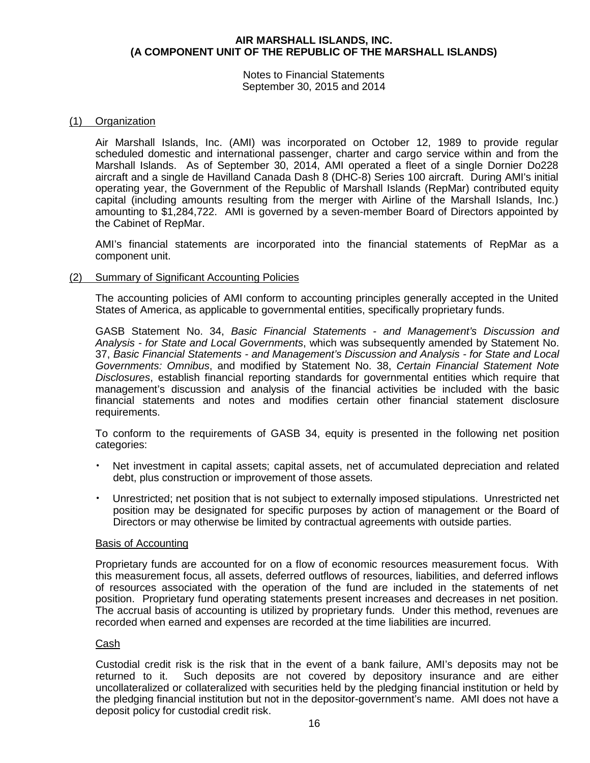**AIR MARSHALL ISLANDS, INC.**
**(A COMPONENT UNIT OF THE REPUBLIC OF THE MARSHALL ISLANDS)**

Notes to Financial Statements
September 30, 2015 and 2014

## (1) Organization

Air Marshall Islands, Inc. (AMI) was incorporated on October 12, 1989 to provide regular scheduled domestic and international passenger, charter and cargo service within and from the Marshall Islands. As of September 30, 2014, AMI operated a fleet of a single Dornier Do228 aircraft and a single de Havilland Canada Dash 8 (DHC-8) Series 100 aircraft. During AMI's initial operating year, the Government of the Republic of Marshall Islands (RepMar) contributed equity capital (including amounts resulting from the merger with Airline of the Marshall Islands, Inc.) amounting to $1,284,722. AMI is governed by a seven-member Board of Directors appointed by the Cabinet of RepMar.

AMI's financial statements are incorporated into the financial statements of RepMar as a component unit.

## (2) Summary of Significant Accounting Policies

The accounting policies of AMI conform to accounting principles generally accepted in the United States of America, as applicable to governmental entities, specifically proprietary funds.

GASB Statement No. 34, *Basic Financial Statements - and Management's Discussion and Analysis - for State and Local Governments*, which was subsequently amended by Statement No. 37, *Basic Financial Statements - and Management's Discussion and Analysis - for State and Local Governments: Omnibus*, and modified by Statement No. 38, *Certain Financial Statement Note Disclosures*, establish financial reporting standards for governmental entities which require that management's discussion and analysis of the financial activities be included with the basic financial statements and notes and modifies certain other financial statement disclosure requirements.

To conform to the requirements of GASB 34, equity is presented in the following net position categories:

- Net investment in capital assets; capital assets, net of accumulated depreciation and related debt, plus construction or improvement of those assets.
- Unrestricted; net position that is not subject to externally imposed stipulations. Unrestricted net position may be designated for specific purposes by action of management or the Board of Directors or may otherwise be limited by contractual agreements with outside parties.

### Basis of Accounting

Proprietary funds are accounted for on a flow of economic resources measurement focus. With this measurement focus, all assets, deferred outflows of resources, liabilities, and deferred inflows of resources associated with the operation of the fund are included in the statements of net position. Proprietary fund operating statements present increases and decreases in net position. The accrual basis of accounting is utilized by proprietary funds. Under this method, revenues are recorded when earned and expenses are recorded at the time liabilities are incurred.

### Cash

Custodial credit risk is the risk that in the event of a bank failure, AMI's deposits may not be returned to it. Such deposits are not covered by depository insurance and are either uncollateralized or collateralized with securities held by the pledging financial institution or held by the pledging financial institution but not in the depositor-government's name. AMI does not have a deposit policy for custodial credit risk.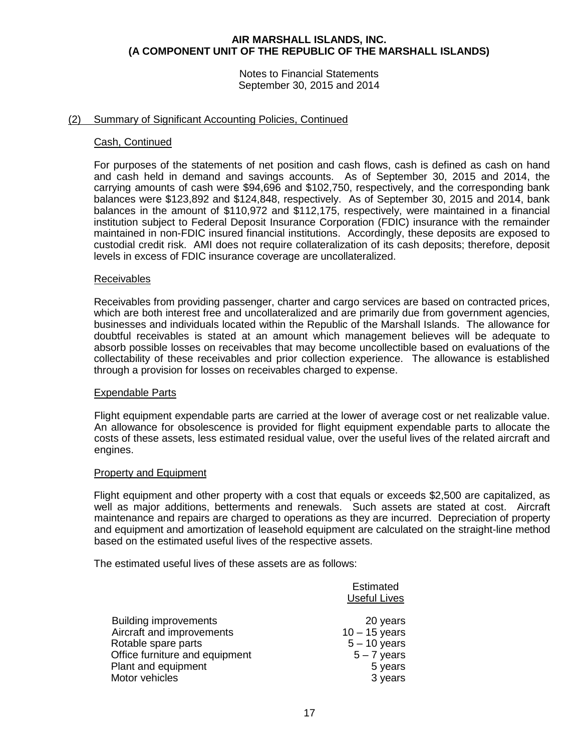## (2) Summary of Significant Accounting Policies, Continued

### Cash, Continued

For purposes of the statements of net position and cash flows, cash is defined as cash on hand and cash held in demand and savings accounts. As of September 30, 2015 and 2014, the carrying amounts of cash were $94,696 and $102,750, respectively, and the corresponding bank balances were $123,892 and $124,848, respectively. As of September 30, 2015 and 2014, bank balances in the amount of $110,972 and $112,175, respectively, were maintained in a financial institution subject to Federal Deposit Insurance Corporation (FDIC) insurance with the remainder maintained in non-FDIC insured financial institutions. Accordingly, these deposits are exposed to custodial credit risk. AMI does not require collateralization of its cash deposits; therefore, deposit levels in excess of FDIC insurance coverage are uncollateralized.

### Receivables

Receivables from providing passenger, charter and cargo services are based on contracted prices, which are both interest free and uncollateralized and are primarily due from government agencies, businesses and individuals located within the Republic of the Marshall Islands. The allowance for doubtful receivables is stated at an amount which management believes will be adequate to absorb possible losses on receivables that may become uncollectible based on evaluations of the collectability of these receivables and prior collection experience. The allowance is established through a provision for losses on receivables charged to expense.

### Expendable Parts

Flight equipment expendable parts are carried at the lower of average cost or net realizable value. An allowance for obsolescence is provided for flight equipment expendable parts to allocate the costs of these assets, less estimated residual value, over the useful lives of the related aircraft and engines.

### Property and Equipment

Flight equipment and other property with a cost that equals or exceeds $2,500 are capitalized, as well as major additions, betterments and renewals. Such assets are stated at cost. Aircraft maintenance and repairs are charged to operations as they are incurred. Depreciation of property and equipment and amortization of leasehold equipment are calculated on the straight-line method based on the estimated useful lives of the respective assets.

The estimated useful lives of these assets are as follows:

| | Estimated Useful Lives |
|---|---|
| Building improvements | 20 years |
| Aircraft and improvements | 10 – 15 years |
| Rotable spare parts | 5 – 10 years |
| Office furniture and equipment | 5 – 7 years |
| Plant and equipment | 5 years |
| Motor vehicles | 3 years |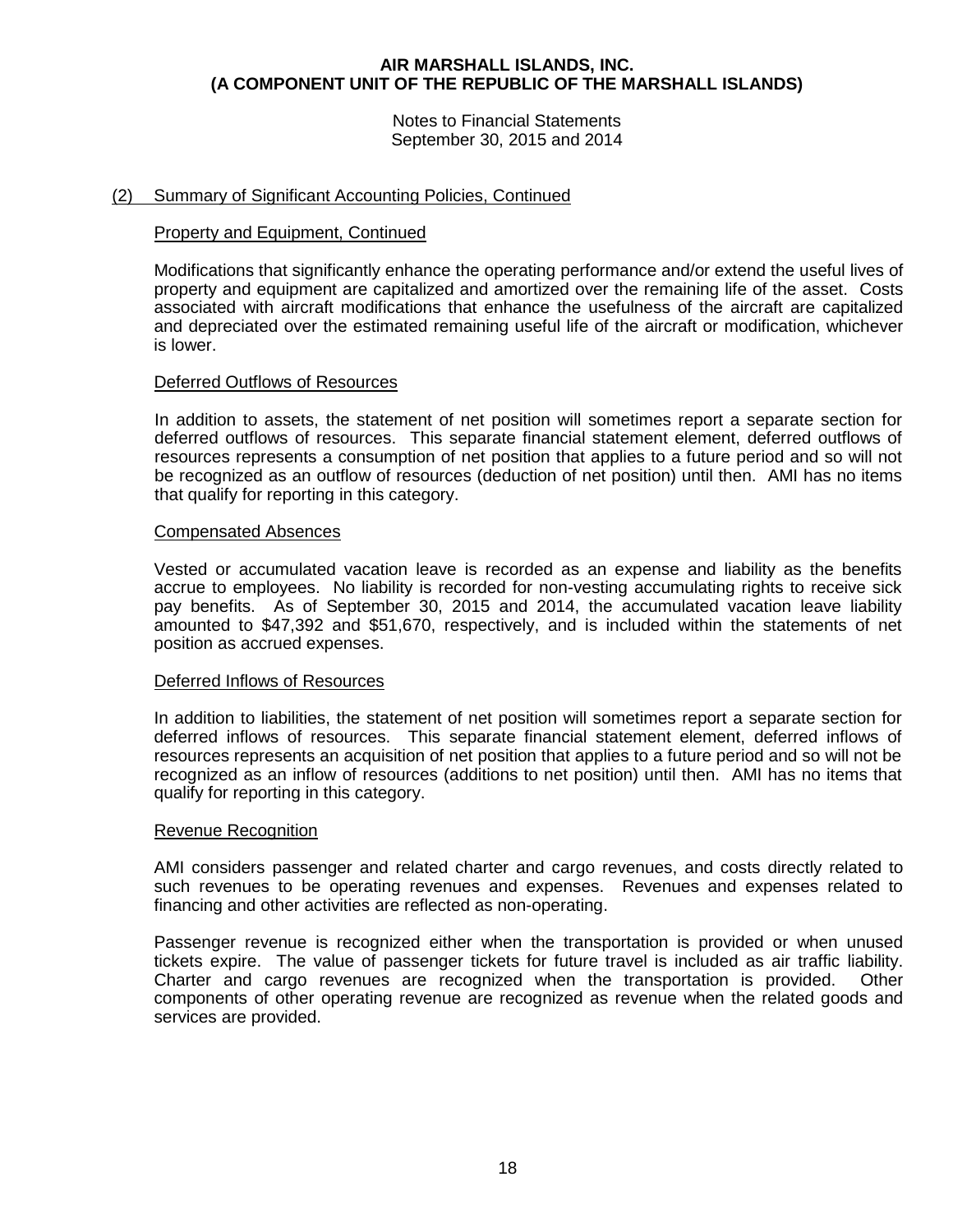## (2) Summary of Significant Accounting Policies, Continued

### Property and Equipment, Continued

Modifications that significantly enhance the operating performance and/or extend the useful lives of property and equipment are capitalized and amortized over the remaining life of the asset. Costs associated with aircraft modifications that enhance the usefulness of the aircraft are capitalized and depreciated over the estimated remaining useful life of the aircraft or modification, whichever is lower.

### Deferred Outflows of Resources

In addition to assets, the statement of net position will sometimes report a separate section for deferred outflows of resources. This separate financial statement element, deferred outflows of resources represents a consumption of net position that applies to a future period and so will not be recognized as an outflow of resources (deduction of net position) until then. AMI has no items that qualify for reporting in this category.

### Compensated Absences

Vested or accumulated vacation leave is recorded as an expense and liability as the benefits accrue to employees. No liability is recorded for non-vesting accumulating rights to receive sick pay benefits. As of September 30, 2015 and 2014, the accumulated vacation leave liability amounted to $47,392 and $51,670, respectively, and is included within the statements of net position as accrued expenses.

### Deferred Inflows of Resources

In addition to liabilities, the statement of net position will sometimes report a separate section for deferred inflows of resources. This separate financial statement element, deferred inflows of resources represents an acquisition of net position that applies to a future period and so will not be recognized as an inflow of resources (additions to net position) until then. AMI has no items that qualify for reporting in this category.

### Revenue Recognition

AMI considers passenger and related charter and cargo revenues, and costs directly related to such revenues to be operating revenues and expenses. Revenues and expenses related to financing and other activities are reflected as non-operating.

Passenger revenue is recognized either when the transportation is provided or when unused tickets expire. The value of passenger tickets for future travel is included as air traffic liability. Charter and cargo revenues are recognized when the transportation is provided. Other components of other operating revenue are recognized as revenue when the related goods and services are provided.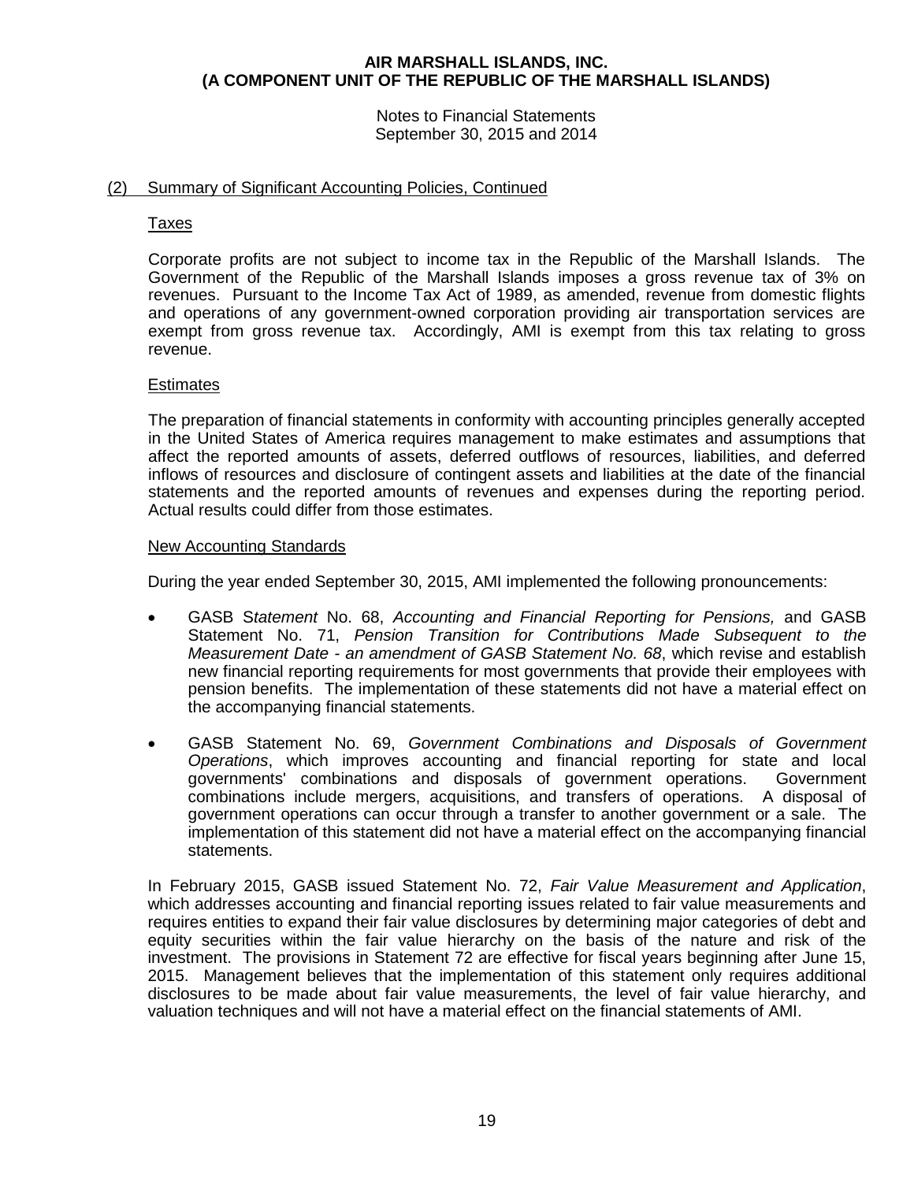## (2) Summary of Significant Accounting Policies, Continued

### Taxes

Corporate profits are not subject to income tax in the Republic of the Marshall Islands. The Government of the Republic of the Marshall Islands imposes a gross revenue tax of 3% on revenues. Pursuant to the Income Tax Act of 1989, as amended, revenue from domestic flights and operations of any government-owned corporation providing air transportation services are exempt from gross revenue tax. Accordingly, AMI is exempt from this tax relating to gross revenue.

### Estimates

The preparation of financial statements in conformity with accounting principles generally accepted in the United States of America requires management to make estimates and assumptions that affect the reported amounts of assets, deferred outflows of resources, liabilities, and deferred inflows of resources and disclosure of contingent assets and liabilities at the date of the financial statements and the reported amounts of revenues and expenses during the reporting period. Actual results could differ from those estimates.

### New Accounting Standards

During the year ended September 30, 2015, AMI implemented the following pronouncements:

- GASB S*tatement* No. 68, *Accounting and Financial Reporting for Pensions,* and GASB Statement No. 71, *Pension Transition for Contributions Made Subsequent to the Measurement Date - an amendment of GASB Statement No. 68*, which revise and establish new financial reporting requirements for most governments that provide their employees with pension benefits. The implementation of these statements did not have a material effect on the accompanying financial statements.
- GASB Statement No. 69, *Government Combinations and Disposals of Government Operations*, which improves accounting and financial reporting for state and local governments' combinations and disposals of government operations. Government combinations include mergers, acquisitions, and transfers of operations. A disposal of government operations can occur through a transfer to another government or a sale. The implementation of this statement did not have a material effect on the accompanying financial statements.

In February 2015, GASB issued Statement No. 72, *Fair Value Measurement and Application*, which addresses accounting and financial reporting issues related to fair value measurements and requires entities to expand their fair value disclosures by determining major categories of debt and equity securities within the fair value hierarchy on the basis of the nature and risk of the investment. The provisions in Statement 72 are effective for fiscal years beginning after June 15, 2015. Management believes that the implementation of this statement only requires additional disclosures to be made about fair value measurements, the level of fair value hierarchy, and valuation techniques and will not have a material effect on the financial statements of AMI.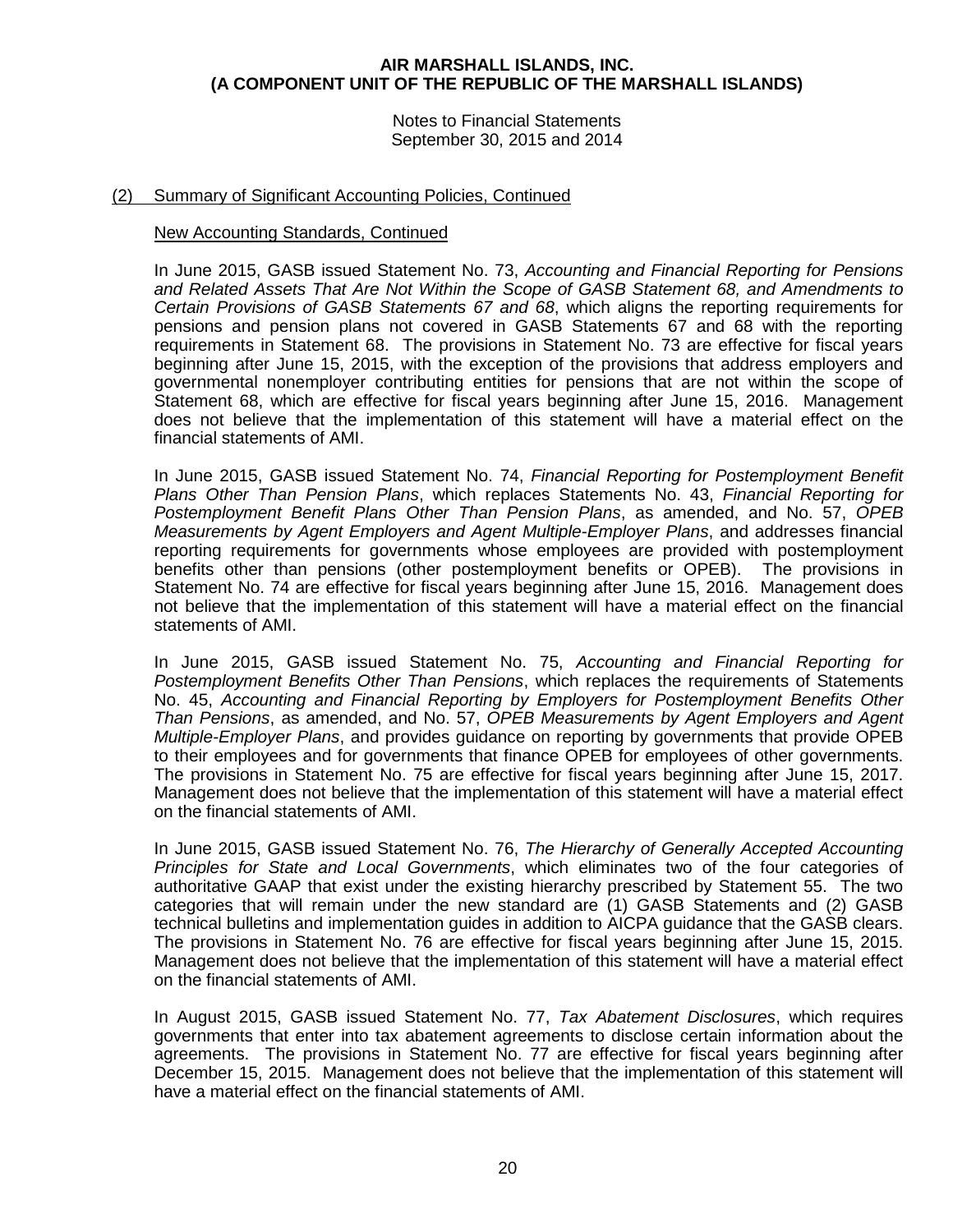## (2) Summary of Significant Accounting Policies, Continued

### New Accounting Standards, Continued

In June 2015, GASB issued Statement No. 73, *Accounting and Financial Reporting for Pensions and Related Assets That Are Not Within the Scope of GASB Statement 68, and Amendments to Certain Provisions of GASB Statements 67 and 68*, which aligns the reporting requirements for pensions and pension plans not covered in GASB Statements 67 and 68 with the reporting requirements in Statement 68. The provisions in Statement No. 73 are effective for fiscal years beginning after June 15, 2015, with the exception of the provisions that address employers and governmental nonemployer contributing entities for pensions that are not within the scope of Statement 68, which are effective for fiscal years beginning after June 15, 2016. Management does not believe that the implementation of this statement will have a material effect on the financial statements of AMI.

In June 2015, GASB issued Statement No. 74, *Financial Reporting for Postemployment Benefit Plans Other Than Pension Plans*, which replaces Statements No. 43, *Financial Reporting for Postemployment Benefit Plans Other Than Pension Plans*, as amended, and No. 57, *OPEB Measurements by Agent Employers and Agent Multiple-Employer Plans*, and addresses financial reporting requirements for governments whose employees are provided with postemployment benefits other than pensions (other postemployment benefits or OPEB). The provisions in Statement No. 74 are effective for fiscal years beginning after June 15, 2016. Management does not believe that the implementation of this statement will have a material effect on the financial statements of AMI.

In June 2015, GASB issued Statement No. 75, *Accounting and Financial Reporting for Postemployment Benefits Other Than Pensions*, which replaces the requirements of Statements No. 45, *Accounting and Financial Reporting by Employers for Postemployment Benefits Other Than Pensions*, as amended, and No. 57, *OPEB Measurements by Agent Employers and Agent Multiple-Employer Plans*, and provides guidance on reporting by governments that provide OPEB to their employees and for governments that finance OPEB for employees of other governments. The provisions in Statement No. 75 are effective for fiscal years beginning after June 15, 2017. Management does not believe that the implementation of this statement will have a material effect on the financial statements of AMI.

In June 2015, GASB issued Statement No. 76, *The Hierarchy of Generally Accepted Accounting Principles for State and Local Governments*, which eliminates two of the four categories of authoritative GAAP that exist under the existing hierarchy prescribed by Statement 55. The two categories that will remain under the new standard are (1) GASB Statements and (2) GASB technical bulletins and implementation guides in addition to AICPA guidance that the GASB clears. The provisions in Statement No. 76 are effective for fiscal years beginning after June 15, 2015. Management does not believe that the implementation of this statement will have a material effect on the financial statements of AMI.

In August 2015, GASB issued Statement No. 77, *Tax Abatement Disclosures*, which requires governments that enter into tax abatement agreements to disclose certain information about the agreements. The provisions in Statement No. 77 are effective for fiscal years beginning after December 15, 2015. Management does not believe that the implementation of this statement will have a material effect on the financial statements of AMI.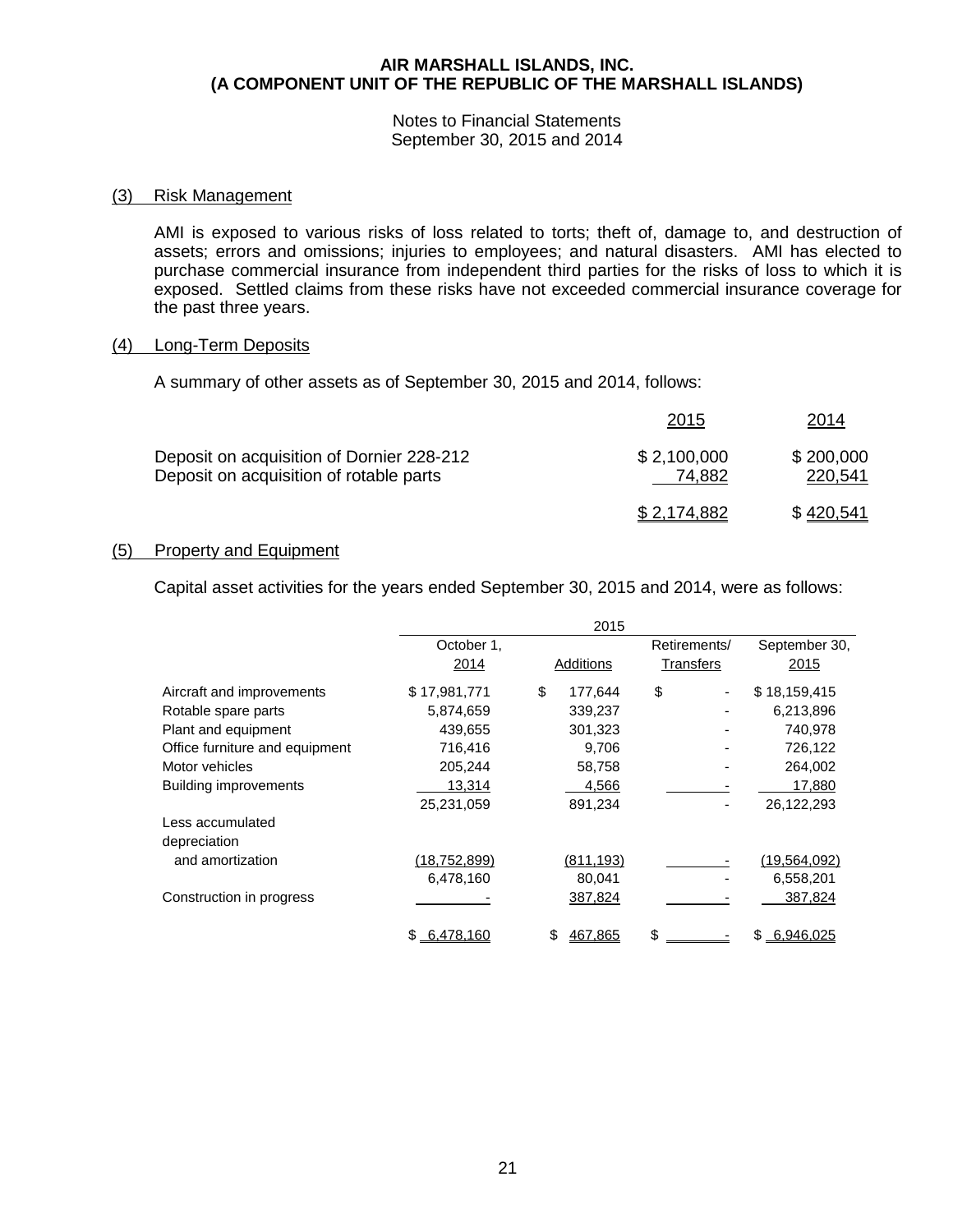**AIR MARSHALL ISLANDS, INC.**
**(A COMPONENT UNIT OF THE REPUBLIC OF THE MARSHALL ISLANDS)**

Notes to Financial Statements
September 30, 2015 and 2014

## (3) Risk Management

AMI is exposed to various risks of loss related to torts; theft of, damage to, and destruction of assets; errors and omissions; injuries to employees; and natural disasters. AMI has elected to purchase commercial insurance from independent third parties for the risks of loss to which it is exposed. Settled claims from these risks have not exceeded commercial insurance coverage for the past three years.

## (4) Long-Term Deposits

A summary of other assets as of September 30, 2015 and 2014, follows:

| | 2015 | 2014 |
|---|---|---|
| Deposit on acquisition of Dornier 228-212 | $ 2,100,000 | $ 200,000 |
| Deposit on acquisition of rotable parts | 74,882 | 220,541 |
| | $ 2,174,882 | $ 420,541 |

## (5) Property and Equipment

Capital asset activities for the years ended September 30, 2015 and 2014, were as follows:

| | 2015 | | | |
|---|---|---|---|---|
| | October 1, 2014 | Additions | Retirements/ Transfers | September 30, 2015 |
| Aircraft and improvements | $ 17,981,771 | $ 177,644 | $ - | $ 18,159,415 |
| Rotable spare parts | 5,874,659 | 339,237 | - | 6,213,896 |
| Plant and equipment | 439,655 | 301,323 | - | 740,978 |
| Office furniture and equipment | 716,416 | 9,706 | - | 726,122 |
| Motor vehicles | 205,244 | 58,758 | - | 264,002 |
| Building improvements | 13,314 | 4,566 | - | 17,880 |
| | 25,231,059 | 891,234 | - | 26,122,293 |
| Less accumulated depreciation and amortization | (18,752,899) | (811,193) | - | (19,564,092) |
| | 6,478,160 | 80,041 | - | 6,558,201 |
| Construction in progress | - | 387,824 | - | 387,824 |
| | $ 6,478,160 | $ 467,865 | $ - | $ 6,946,025 |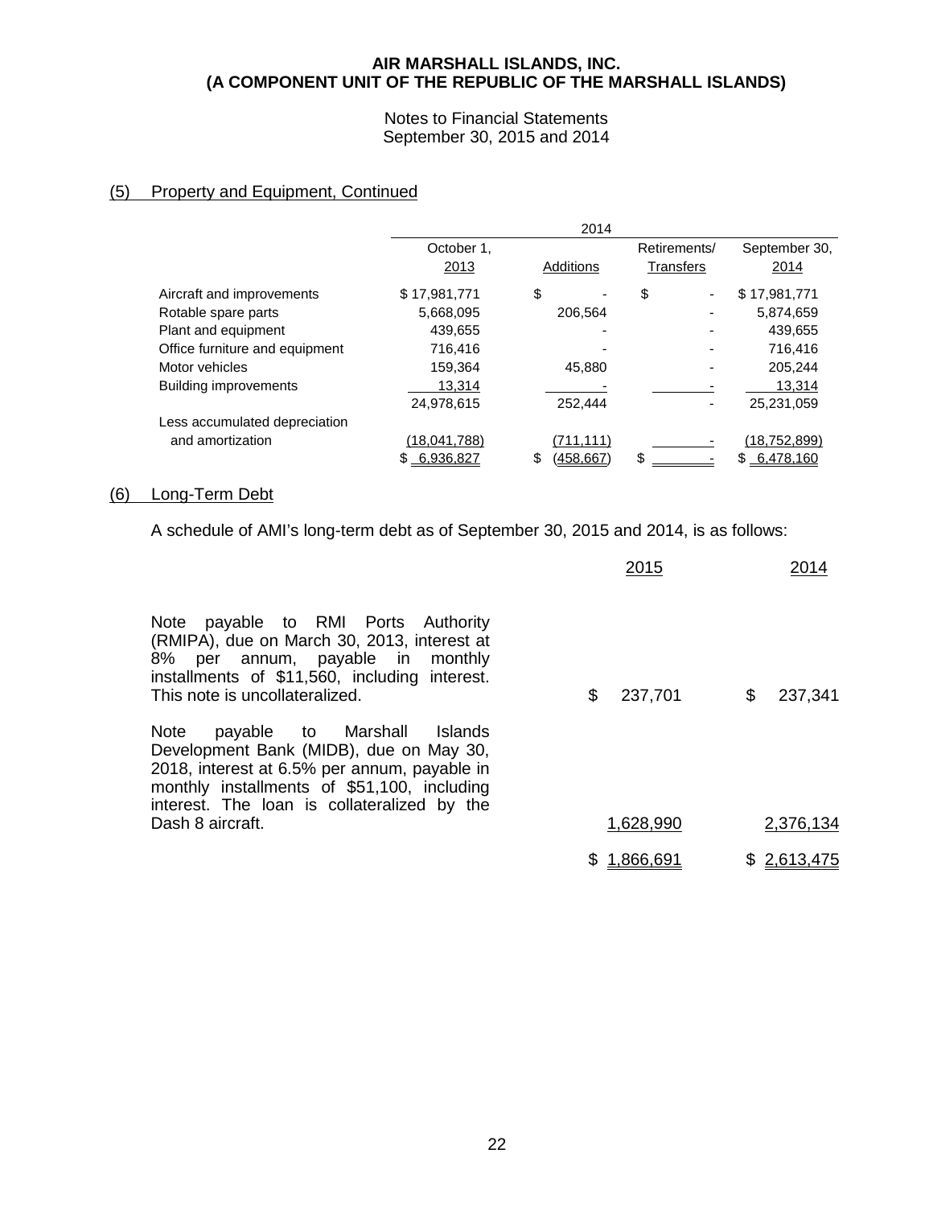**AIR MARSHALL ISLANDS, INC.**
**(A COMPONENT UNIT OF THE REPUBLIC OF THE MARSHALL ISLANDS)**

Notes to Financial Statements
September 30, 2015 and 2014

## (5) Property and Equipment, Continued

| | 2014 | | | |
|---|---|---|---|---|
| | October 1, 2013 | Additions | Retirements/ Transfers | September 30, 2014 |
| Aircraft and improvements | $ 17,981,771 | $ - | $ - | $ 17,981,771 |
| Rotable spare parts | 5,668,095 | 206,564 | - | 5,874,659 |
| Plant and equipment | 439,655 | - | - | 439,655 |
| Office furniture and equipment | 716,416 | - | - | 716,416 |
| Motor vehicles | 159,364 | 45,880 | - | 205,244 |
| Building improvements | 13,314 | - | - | 13,314 |
| | 24,978,615 | 252,444 | - | 25,231,059 |
| Less accumulated depreciation and amortization | (18,041,788) | (711,111) | - | (18,752,899) |
| | $ 6,936,827 | $ (458,667) | $ - | $ 6,478,160 |

## (6) Long-Term Debt

A schedule of AMI's long-term debt as of September 30, 2015 and 2014, is as follows:

| | 2015 | 2014 |
|---|---|---|
| Note payable to RMI Ports Authority (RMIPA), due on March 30, 2013, interest at 8% per annum, payable in monthly installments of $11,560, including interest. This note is uncollateralized. | $ 237,701 | $ 237,341 |
| Note payable to Marshall Islands Development Bank (MIDB), due on May 30, 2018, interest at 6.5% per annum, payable in monthly installments of $51,100, including interest. The loan is collateralized by the Dash 8 aircraft. | 1,628,990 | 2,376,134 |
| | $ 1,866,691 | $ 2,613,475 |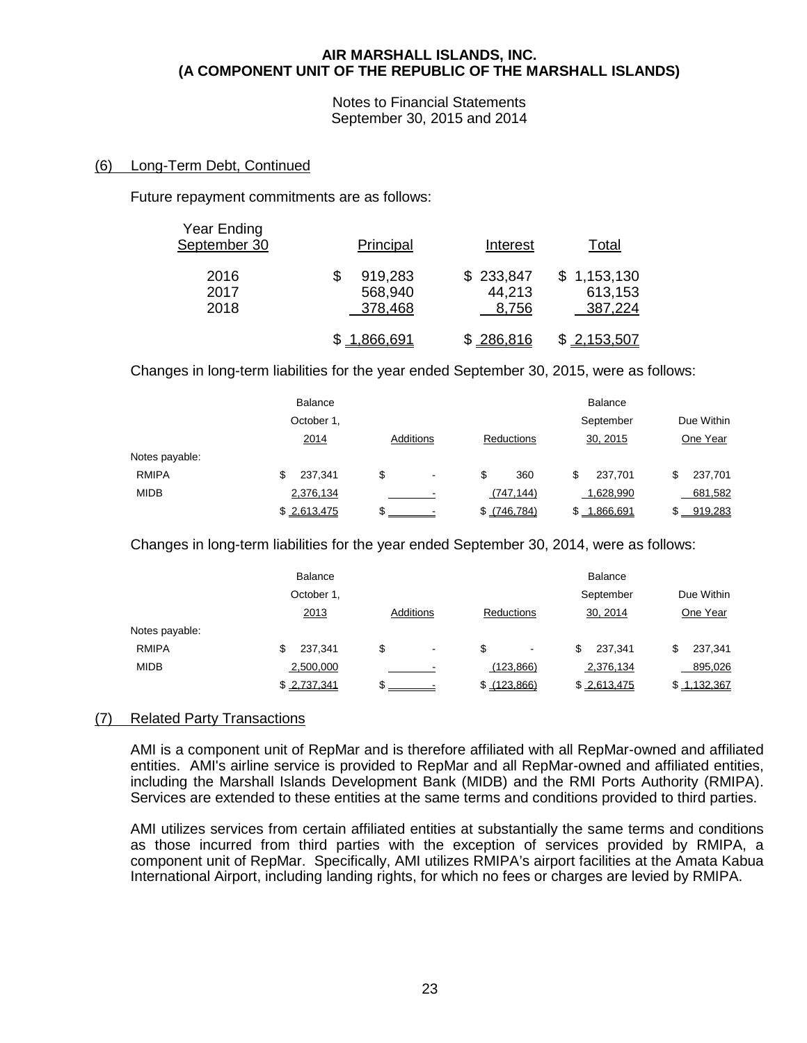**AIR MARSHALL ISLANDS, INC.**
**(A COMPONENT UNIT OF THE REPUBLIC OF THE MARSHALL ISLANDS)**

Notes to Financial Statements
September 30, 2015 and 2014

## (6) Long-Term Debt, Continued

Future repayment commitments are as follows:

| Year Ending September 30 | Principal | Interest | Total |
|---|---|---|---|
| 2016 | $ 919,283 | $ 233,847 | $ 1,153,130 |
| 2017 | 568,940 | 44,213 | 613,153 |
| 2018 | 378,468 | 8,756 | 387,224 |
| | $ 1,866,691 | $ 286,816 | $ 2,153,507 |

Changes in long-term liabilities for the year ended September 30, 2015, were as follows:

| | Balance October 1, 2014 | Additions | Reductions | Balance September 30, 2015 | Due Within One Year |
|---|---|---|---|---|---|
| Notes payable: | | | | | |
| RMIPA | $ 237,341 | $ - | $ 360 | $ 237,701 | $ 237,701 |
| MIDB | 2,376,134 | - | (747,144) | 1,628,990 | 681,582 |
| | $ 2,613,475 | $ - | $ (746,784) | $ 1,866,691 | $ 919,283 |

Changes in long-term liabilities for the year ended September 30, 2014, were as follows:

| | Balance October 1, 2013 | Additions | Reductions | Balance September 30, 2014 | Due Within One Year |
|---|---|---|---|---|---|
| Notes payable: | | | | | |
| RMIPA | $ 237,341 | $ - | $ - | $ 237,341 | $ 237,341 |
| MIDB | 2,500,000 | - | (123,866) | 2,376,134 | 895,026 |
| | $ 2,737,341 | $ - | $ (123,866) | $ 2,613,475 | $ 1,132,367 |

## (7) Related Party Transactions

AMI is a component unit of RepMar and is therefore affiliated with all RepMar-owned and affiliated entities. AMI's airline service is provided to RepMar and all RepMar-owned and affiliated entities, including the Marshall Islands Development Bank (MIDB) and the RMI Ports Authority (RMIPA). Services are extended to these entities at the same terms and conditions provided to third parties.

AMI utilizes services from certain affiliated entities at substantially the same terms and conditions as those incurred from third parties with the exception of services provided by RMIPA, a component unit of RepMar. Specifically, AMI utilizes RMIPA's airport facilities at the Amata Kabua International Airport, including landing rights, for which no fees or charges are levied by RMIPA.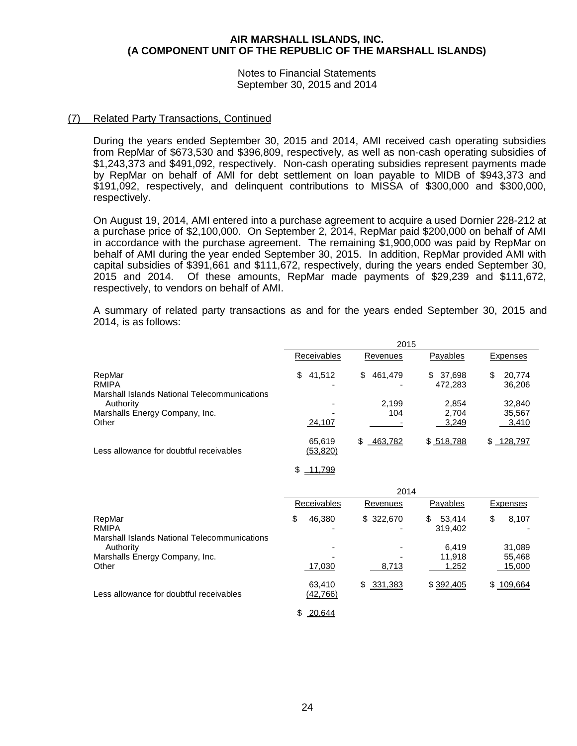**AIR MARSHALL ISLANDS, INC.**
**(A COMPONENT UNIT OF THE REPUBLIC OF THE MARSHALL ISLANDS)**

Notes to Financial Statements
September 30, 2015 and 2014

## (7) Related Party Transactions, Continued

During the years ended September 30, 2015 and 2014, AMI received cash operating subsidies from RepMar of $673,530 and $396,809, respectively, as well as non-cash operating subsidies of $1,243,373 and $491,092, respectively. Non-cash operating subsidies represent payments made by RepMar on behalf of AMI for debt settlement on loan payable to MIDB of $943,373 and $191,092, respectively, and delinquent contributions to MISSA of $300,000 and $300,000, respectively.

On August 19, 2014, AMI entered into a purchase agreement to acquire a used Dornier 228-212 at a purchase price of $2,100,000. On September 2, 2014, RepMar paid $200,000 on behalf of AMI in accordance with the purchase agreement. The remaining $1,900,000 was paid by RepMar on behalf of AMI during the year ended September 30, 2015. In addition, RepMar provided AMI with capital subsidies of $391,661 and $111,672, respectively, during the years ended September 30, 2015 and 2014. Of these amounts, RepMar made payments of $29,239 and $111,672, respectively, to vendors on behalf of AMI.

A summary of related party transactions as and for the years ended September 30, 2015 and 2014, is as follows:

| | 2015 | | | |
|---|---|---|---|---|
| | Receivables | Revenues | Payables | Expenses |
| RepMar | $ 41,512 | $ 461,479 | $ 37,698 | $ 20,774 |
| RMIPA | - | - | 472,283 | 36,206 |
| Marshall Islands National Telecommunications Authority | - | 2,199 | 2,854 | 32,840 |
| Marshalls Energy Company, Inc. | - | 104 | 2,704 | 35,567 |
| Other | 24,107 | - | 3,249 | 3,410 |
| | 65,619 | $ 463,782 | $ 518,788 | $ 128,797 |
| Less allowance for doubtful receivables | (53,820) | | | |
| | $ 11,799 | | | |

| | 2014 | | | |
|---|---|---|---|---|
| | Receivables | Revenues | Payables | Expenses |
| RepMar | $ 46,380 | $ 322,670 | $ 53,414 | $ 8,107 |
| RMIPA | - | - | 319,402 | - |
| Marshall Islands National Telecommunications Authority | - | - | 6,419 | 31,089 |
| Marshalls Energy Company, Inc. | - | - | 11,918 | 55,468 |
| Other | 17,030 | 8,713 | 1,252 | 15,000 |
| | 63,410 | $ 331,383 | $ 392,405 | $ 109,664 |
| Less allowance for doubtful receivables | (42,766) | | | |
| | $ 20,644 | | | |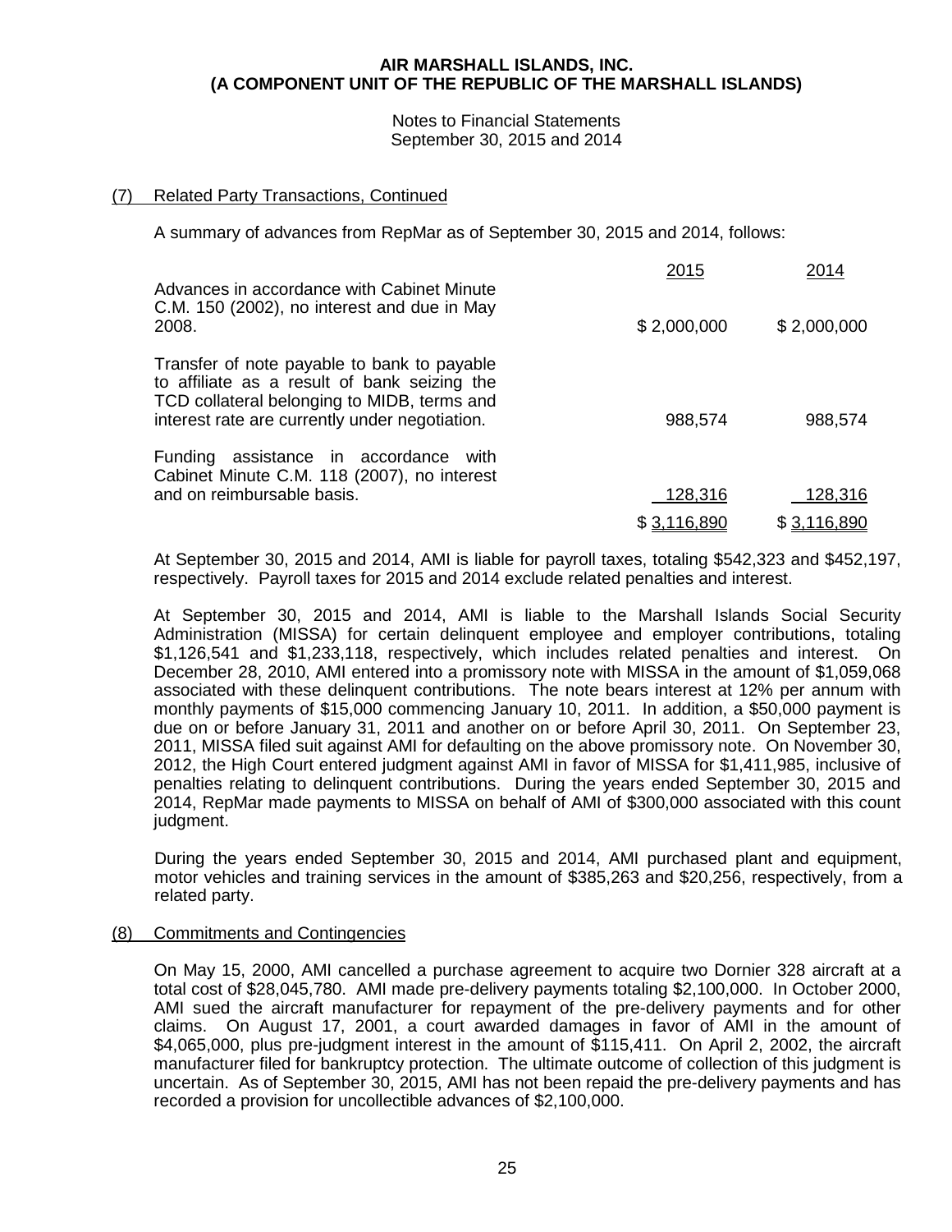**AIR MARSHALL ISLANDS, INC.**
**(A COMPONENT UNIT OF THE REPUBLIC OF THE MARSHALL ISLANDS)**

Notes to Financial Statements
September 30, 2015 and 2014

## (7) Related Party Transactions, Continued

A summary of advances from RepMar as of September 30, 2015 and 2014, follows:

| | 2015 | 2014 |
|---|---|---|
| Advances in accordance with Cabinet Minute C.M. 150 (2002), no interest and due in May 2008. | $ 2,000,000 | $ 2,000,000 |
| Transfer of note payable to bank to payable to affiliate as a result of bank seizing the TCD collateral belonging to MIDB, terms and interest rate are currently under negotiation. | 988,574 | 988,574 |
| Funding assistance in accordance with Cabinet Minute C.M. 118 (2007), no interest and on reimbursable basis. | 128,316 | 128,316 |
| | $ 3,116,890 | $ 3,116,890 |

At September 30, 2015 and 2014, AMI is liable for payroll taxes, totaling $542,323 and $452,197, respectively. Payroll taxes for 2015 and 2014 exclude related penalties and interest.

At September 30, 2015 and 2014, AMI is liable to the Marshall Islands Social Security Administration (MISSA) for certain delinquent employee and employer contributions, totaling $1,126,541 and $1,233,118, respectively, which includes related penalties and interest. On December 28, 2010, AMI entered into a promissory note with MISSA in the amount of $1,059,068 associated with these delinquent contributions. The note bears interest at 12% per annum with monthly payments of $15,000 commencing January 10, 2011. In addition, a $50,000 payment is due on or before January 31, 2011 and another on or before April 30, 2011. On September 23, 2011, MISSA filed suit against AMI for defaulting on the above promissory note. On November 30, 2012, the High Court entered judgment against AMI in favor of MISSA for $1,411,985, inclusive of penalties relating to delinquent contributions. During the years ended September 30, 2015 and 2014, RepMar made payments to MISSA on behalf of AMI of $300,000 associated with this count judgment.

During the years ended September 30, 2015 and 2014, AMI purchased plant and equipment, motor vehicles and training services in the amount of $385,263 and $20,256, respectively, from a related party.

## (8) Commitments and Contingencies

On May 15, 2000, AMI cancelled a purchase agreement to acquire two Dornier 328 aircraft at a total cost of $28,045,780. AMI made pre-delivery payments totaling $2,100,000. In October 2000, AMI sued the aircraft manufacturer for repayment of the pre-delivery payments and for other claims. On August 17, 2001, a court awarded damages in favor of AMI in the amount of $4,065,000, plus pre-judgment interest in the amount of $115,411. On April 2, 2002, the aircraft manufacturer filed for bankruptcy protection. The ultimate outcome of collection of this judgment is uncertain. As of September 30, 2015, AMI has not been repaid the pre-delivery payments and has recorded a provision for uncollectible advances of $2,100,000.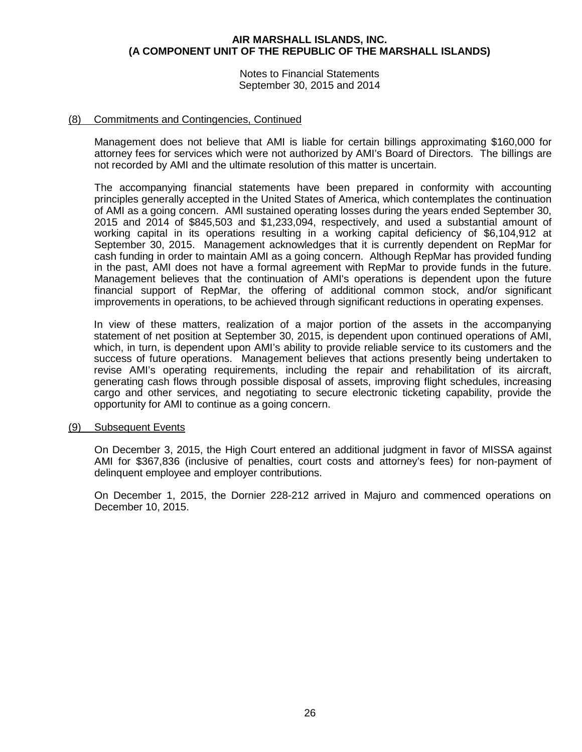## (8) Commitments and Contingencies, Continued

Management does not believe that AMI is liable for certain billings approximating $160,000 for attorney fees for services which were not authorized by AMI's Board of Directors. The billings are not recorded by AMI and the ultimate resolution of this matter is uncertain.

The accompanying financial statements have been prepared in conformity with accounting principles generally accepted in the United States of America, which contemplates the continuation of AMI as a going concern. AMI sustained operating losses during the years ended September 30, 2015 and 2014 of $845,503 and $1,233,094, respectively, and used a substantial amount of working capital in its operations resulting in a working capital deficiency of $6,104,912 at September 30, 2015. Management acknowledges that it is currently dependent on RepMar for cash funding in order to maintain AMI as a going concern. Although RepMar has provided funding in the past, AMI does not have a formal agreement with RepMar to provide funds in the future. Management believes that the continuation of AMI's operations is dependent upon the future financial support of RepMar, the offering of additional common stock, and/or significant improvements in operations, to be achieved through significant reductions in operating expenses.

In view of these matters, realization of a major portion of the assets in the accompanying statement of net position at September 30, 2015, is dependent upon continued operations of AMI, which, in turn, is dependent upon AMI's ability to provide reliable service to its customers and the success of future operations. Management believes that actions presently being undertaken to revise AMI's operating requirements, including the repair and rehabilitation of its aircraft, generating cash flows through possible disposal of assets, improving flight schedules, increasing cargo and other services, and negotiating to secure electronic ticketing capability, provide the opportunity for AMI to continue as a going concern.

## (9) Subsequent Events

On December 3, 2015, the High Court entered an additional judgment in favor of MISSA against AMI for $367,836 (inclusive of penalties, court costs and attorney's fees) for non-payment of delinquent employee and employer contributions.

On December 1, 2015, the Dornier 228-212 arrived in Majuro and commenced operations on December 10, 2015.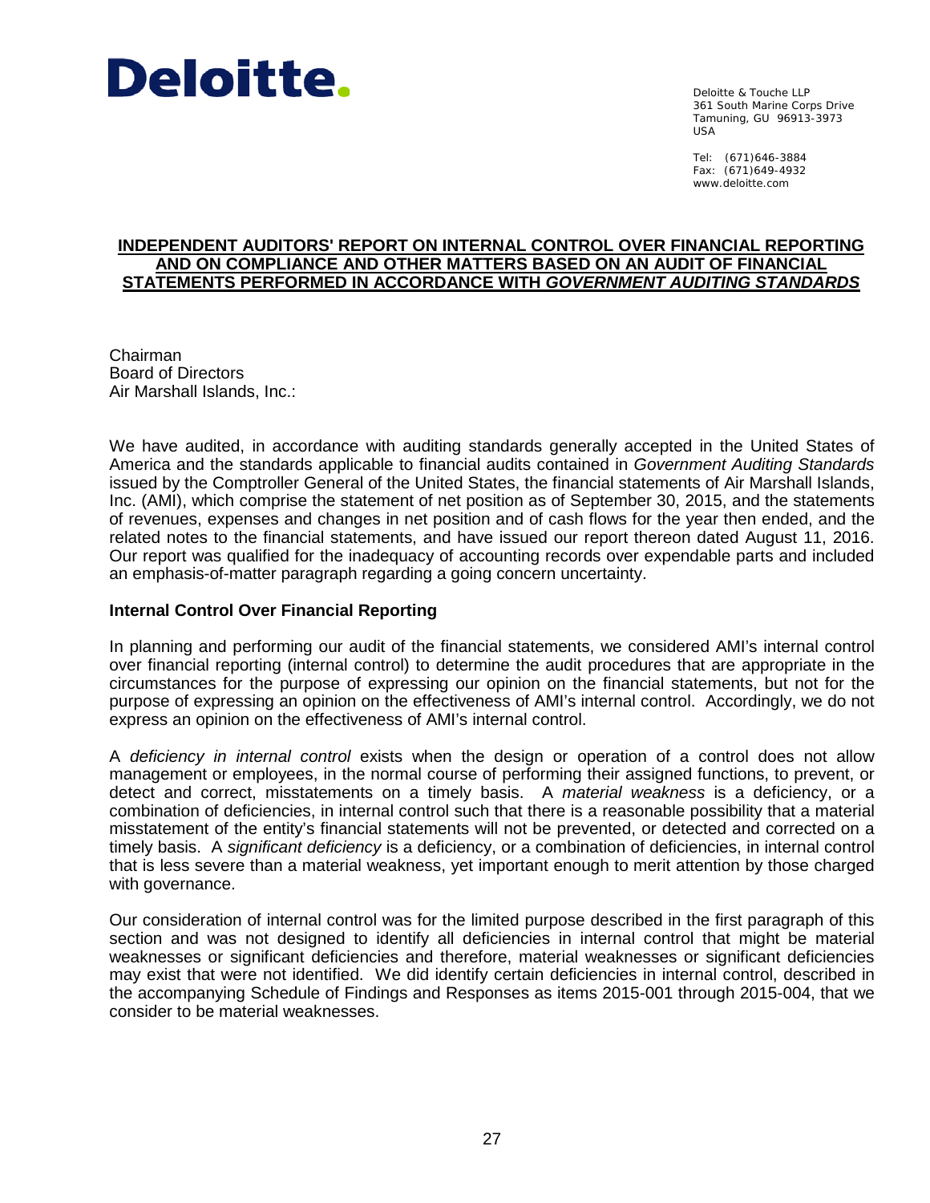Deloitte.

Deloitte & Touche LLP
361 South Marine Corps Drive
Tamuning, GU 96913-3973
USA

Tel: (671)646-3884
Fax: (671)649-4932
www.deloitte.com

# INDEPENDENT AUDITORS' REPORT ON INTERNAL CONTROL OVER FINANCIAL REPORTING AND ON COMPLIANCE AND OTHER MATTERS BASED ON AN AUDIT OF FINANCIAL STATEMENTS PERFORMED IN ACCORDANCE WITH *GOVERNMENT AUDITING STANDARDS*

Chairman
Board of Directors
Air Marshall Islands, Inc.:

We have audited, in accordance with auditing standards generally accepted in the United States of America and the standards applicable to financial audits contained in *Government Auditing Standards* issued by the Comptroller General of the United States, the financial statements of Air Marshall Islands, Inc. (AMI), which comprise the statement of net position as of September 30, 2015, and the statements of revenues, expenses and changes in net position and of cash flows for the year then ended, and the related notes to the financial statements, and have issued our report thereon dated August 11, 2016. Our report was qualified for the inadequacy of accounting records over expendable parts and included an emphasis-of-matter paragraph regarding a going concern uncertainty.

## Internal Control Over Financial Reporting

In planning and performing our audit of the financial statements, we considered AMI's internal control over financial reporting (internal control) to determine the audit procedures that are appropriate in the circumstances for the purpose of expressing our opinion on the financial statements, but not for the purpose of expressing an opinion on the effectiveness of AMI's internal control. Accordingly, we do not express an opinion on the effectiveness of AMI's internal control.

A *deficiency in internal control* exists when the design or operation of a control does not allow management or employees, in the normal course of performing their assigned functions, to prevent, or detect and correct, misstatements on a timely basis. A *material weakness* is a deficiency, or a combination of deficiencies, in internal control such that there is a reasonable possibility that a material misstatement of the entity's financial statements will not be prevented, or detected and corrected on a timely basis. A *significant deficiency* is a deficiency, or a combination of deficiencies, in internal control that is less severe than a material weakness, yet important enough to merit attention by those charged with governance.

Our consideration of internal control was for the limited purpose described in the first paragraph of this section and was not designed to identify all deficiencies in internal control that might be material weaknesses or significant deficiencies and therefore, material weaknesses or significant deficiencies may exist that were not identified. We did identify certain deficiencies in internal control, described in the accompanying Schedule of Findings and Responses as items 2015-001 through 2015-004, that we consider to be material weaknesses.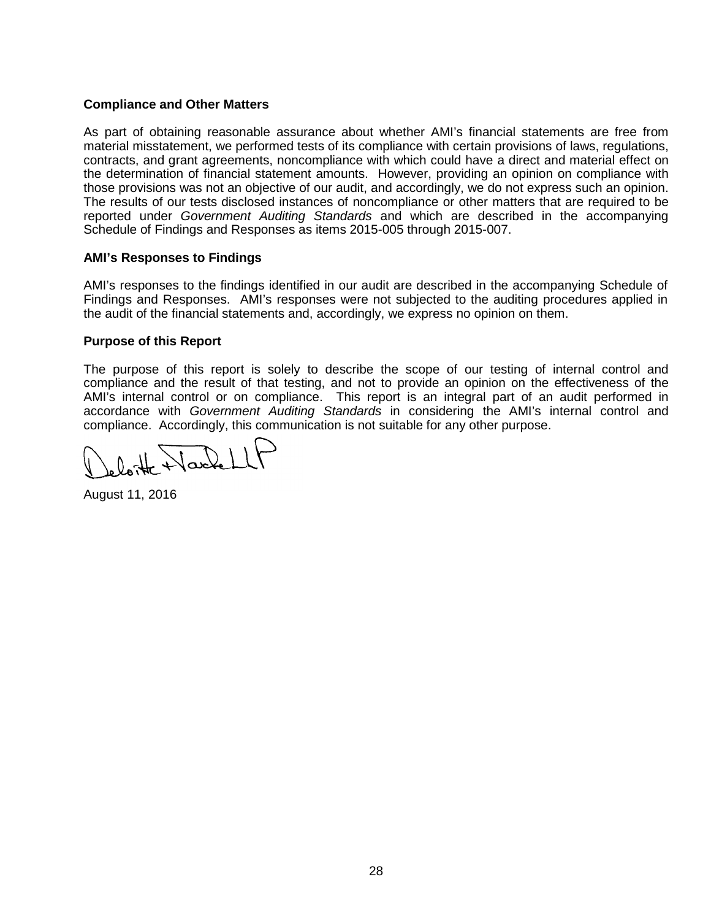**Compliance and Other Matters**

As part of obtaining reasonable assurance about whether AMI's financial statements are free from material misstatement, we performed tests of its compliance with certain provisions of laws, regulations, contracts, and grant agreements, noncompliance with which could have a direct and material effect on the determination of financial statement amounts. However, providing an opinion on compliance with those provisions was not an objective of our audit, and accordingly, we do not express such an opinion. The results of our tests disclosed instances of noncompliance or other matters that are required to be reported under *Government Auditing Standards* and which are described in the accompanying Schedule of Findings and Responses as items 2015-005 through 2015-007.

**AMI's Responses to Findings**

AMI's responses to the findings identified in our audit are described in the accompanying Schedule of Findings and Responses. AMI's responses were not subjected to the auditing procedures applied in the audit of the financial statements and, accordingly, we express no opinion on them.

**Purpose of this Report**

The purpose of this report is solely to describe the scope of our testing of internal control and compliance and the result of that testing, and not to provide an opinion on the effectiveness of the AMI's internal control or on compliance. This report is an integral part of an audit performed in accordance with *Government Auditing Standards* in considering the AMI's internal control and compliance. Accordingly, this communication is not suitable for any other purpose.

Deloitte & Touche LLP

August 11, 2016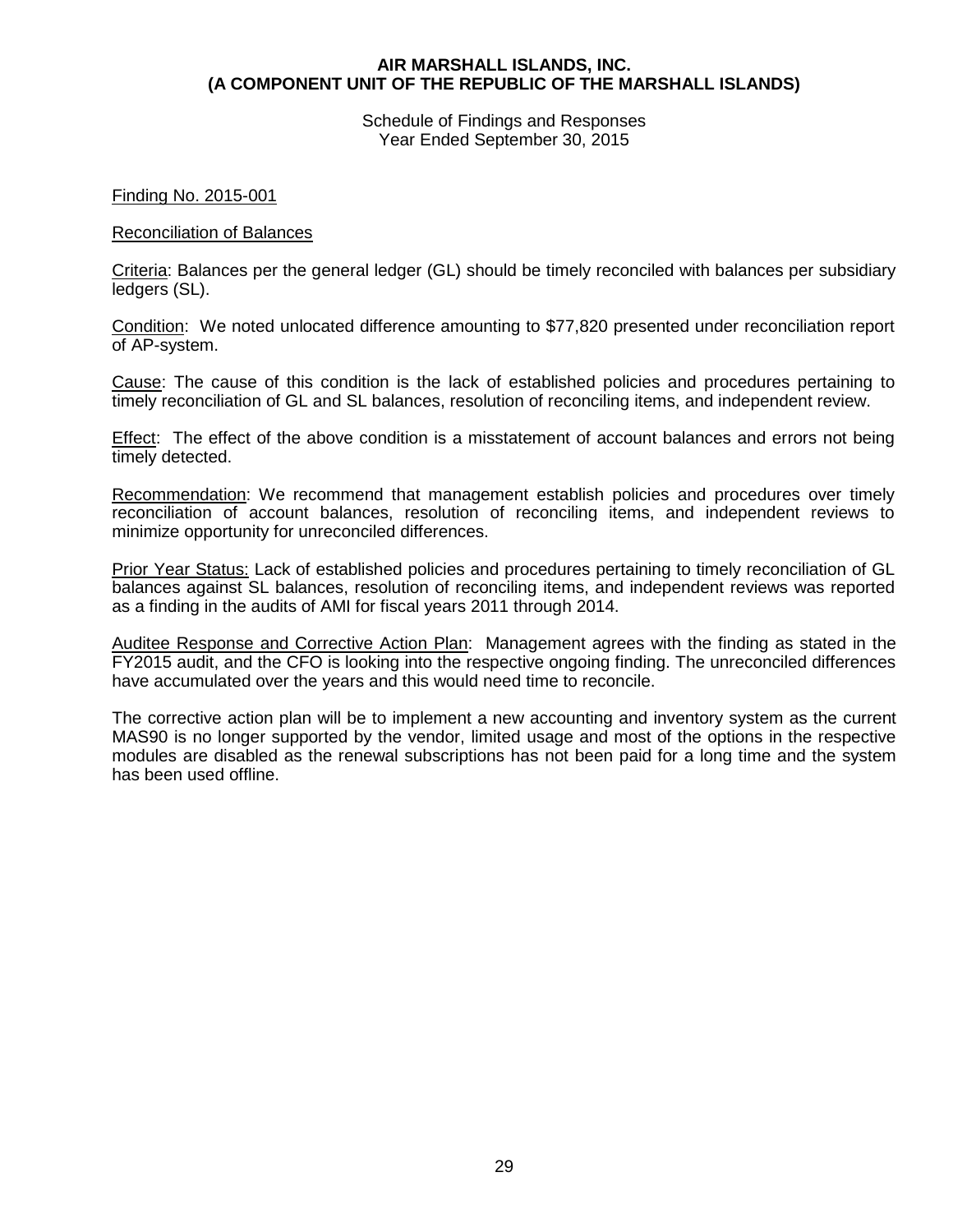**AIR MARSHALL ISLANDS, INC.**
**(A COMPONENT UNIT OF THE REPUBLIC OF THE MARSHALL ISLANDS)**

Schedule of Findings and Responses
Year Ended September 30, 2015

Finding No. 2015-001

Reconciliation of Balances

Criteria: Balances per the general ledger (GL) should be timely reconciled with balances per subsidiary ledgers (SL).

Condition: We noted unlocated difference amounting to $77,820 presented under reconciliation report of AP-system.

Cause: The cause of this condition is the lack of established policies and procedures pertaining to timely reconciliation of GL and SL balances, resolution of reconciling items, and independent review.

Effect: The effect of the above condition is a misstatement of account balances and errors not being timely detected.

Recommendation: We recommend that management establish policies and procedures over timely reconciliation of account balances, resolution of reconciling items, and independent reviews to minimize opportunity for unreconciled differences.

Prior Year Status: Lack of established policies and procedures pertaining to timely reconciliation of GL balances against SL balances, resolution of reconciling items, and independent reviews was reported as a finding in the audits of AMI for fiscal years 2011 through 2014.

Auditee Response and Corrective Action Plan: Management agrees with the finding as stated in the FY2015 audit, and the CFO is looking into the respective ongoing finding. The unreconciled differences have accumulated over the years and this would need time to reconcile.

The corrective action plan will be to implement a new accounting and inventory system as the current MAS90 is no longer supported by the vendor, limited usage and most of the options in the respective modules are disabled as the renewal subscriptions has not been paid for a long time and the system has been used offline.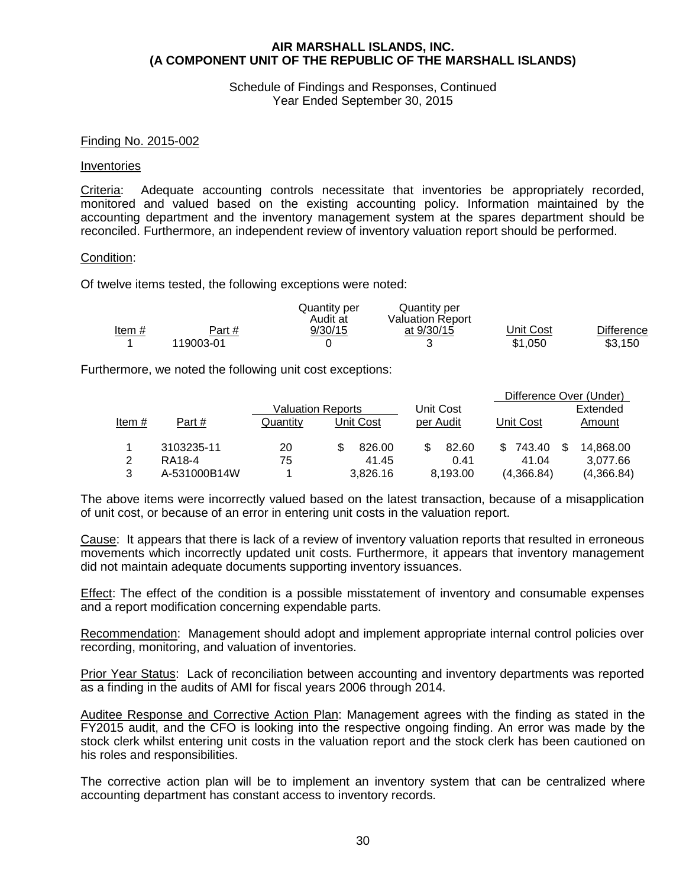**AIR MARSHALL ISLANDS, INC.**
**(A COMPONENT UNIT OF THE REPUBLIC OF THE MARSHALL ISLANDS)**

Schedule of Findings and Responses, Continued
Year Ended September 30, 2015

Finding No. 2015-002

Inventories

Criteria: Adequate accounting controls necessitate that inventories be appropriately recorded, monitored and valued based on the existing accounting policy. Information maintained by the accounting department and the inventory management system at the spares department should be reconciled. Furthermore, an independent review of inventory valuation report should be performed.

Condition:

Of twelve items tested, the following exceptions were noted:

| Item # | Part # | Quantity per Audit at 9/30/15 | Quantity per Valuation Report at 9/30/15 | Unit Cost | Difference |
|---|---|---|---|---|---|
| 1 | 119003-01 | 0 | 3 | $1,050 | $3,150 |

Furthermore, we noted the following unit cost exceptions:

| | | Valuation Reports | | Unit Cost | Difference Over (Under) | |
|---|---|---|---|---|---|---|
| Item # | Part # | Quantity | Unit Cost | per Audit | Unit Cost | Extended Amount |
| 1 | 3103235-11 | 20 | $ 826.00 | $ 82.60 | $ 743.40 | $ 14,868.00 |
| 2 | RA18-4 | 75 | 41.45 | 0.41 | 41.04 | 3,077.66 |
| 3 | A-531000B14W | 1 | 3,826.16 | 8,193.00 | (4,366.84) | (4,366.84) |

The above items were incorrectly valued based on the latest transaction, because of a misapplication of unit cost, or because of an error in entering unit costs in the valuation report.

Cause: It appears that there is lack of a review of inventory valuation reports that resulted in erroneous movements which incorrectly updated unit costs. Furthermore, it appears that inventory management did not maintain adequate documents supporting inventory issuances.

Effect: The effect of the condition is a possible misstatement of inventory and consumable expenses and a report modification concerning expendable parts.

Recommendation: Management should adopt and implement appropriate internal control policies over recording, monitoring, and valuation of inventories.

Prior Year Status: Lack of reconciliation between accounting and inventory departments was reported as a finding in the audits of AMI for fiscal years 2006 through 2014.

Auditee Response and Corrective Action Plan: Management agrees with the finding as stated in the FY2015 audit, and the CFO is looking into the respective ongoing finding. An error was made by the stock clerk whilst entering unit costs in the valuation report and the stock clerk has been cautioned on his roles and responsibilities.

The corrective action plan will be to implement an inventory system that can be centralized where accounting department has constant access to inventory records.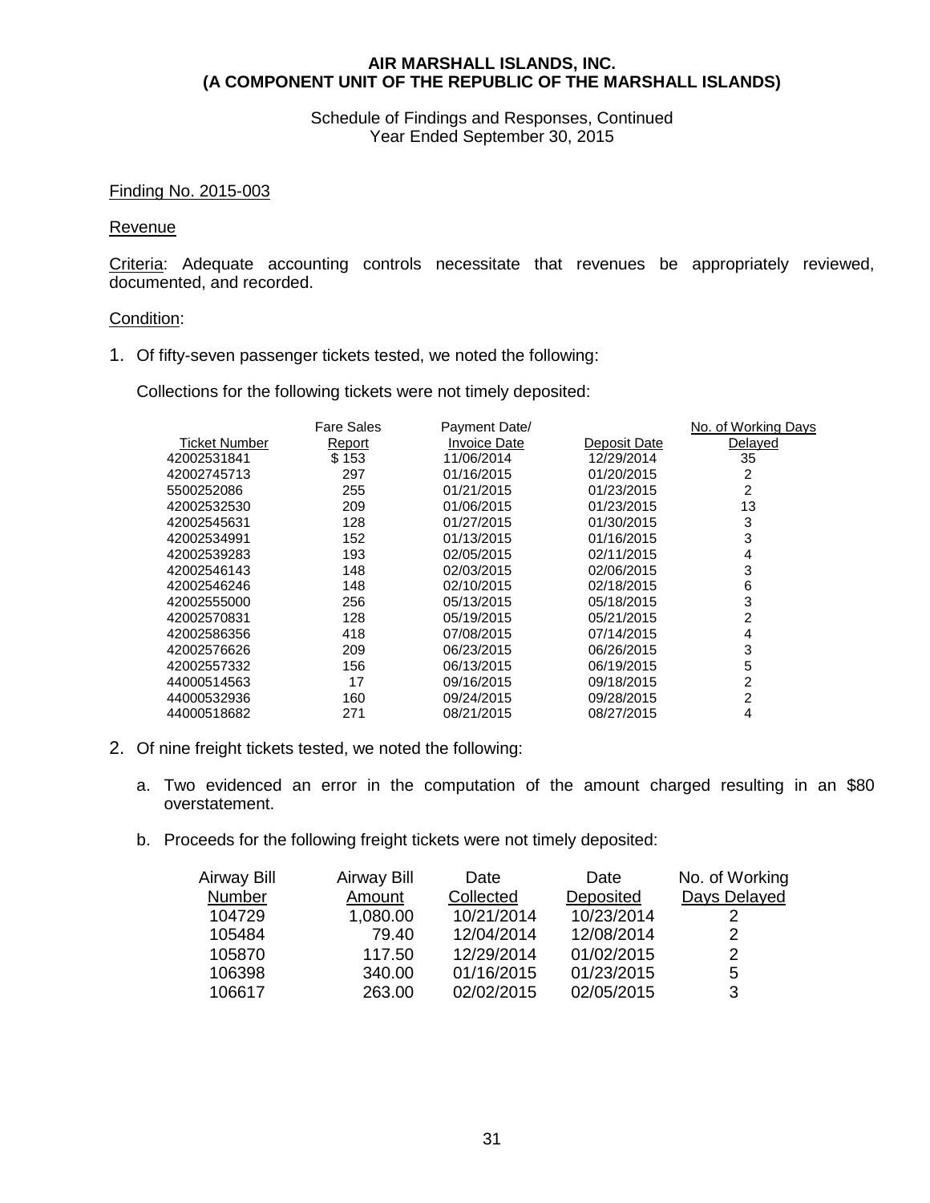**AIR MARSHALL ISLANDS, INC.**
**(A COMPONENT UNIT OF THE REPUBLIC OF THE MARSHALL ISLANDS)**

Schedule of Findings and Responses, Continued
Year Ended September 30, 2015

Finding No. 2015-003

Revenue

Criteria: Adequate accounting controls necessitate that revenues be appropriately reviewed, documented, and recorded.

Condition:

1. Of fifty-seven passenger tickets tested, we noted the following:

   Collections for the following tickets were not timely deposited:

| Ticket Number | Fare Sales Report | Payment Date/ Invoice Date | Deposit Date | No. of Working Days Delayed |
|---|---|---|---|---|
| 42002531841 | $ 153 | 11/06/2014 | 12/29/2014 | 35 |
| 42002745713 | 297 | 01/16/2015 | 01/20/2015 | 2 |
| 5500252086 | 255 | 01/21/2015 | 01/23/2015 | 2 |
| 42002532530 | 209 | 01/06/2015 | 01/23/2015 | 13 |
| 42002545631 | 128 | 01/27/2015 | 01/30/2015 | 3 |
| 42002534991 | 152 | 01/13/2015 | 01/16/2015 | 3 |
| 42002539283 | 193 | 02/05/2015 | 02/11/2015 | 4 |
| 42002546143 | 148 | 02/03/2015 | 02/06/2015 | 3 |
| 42002546246 | 148 | 02/10/2015 | 02/18/2015 | 6 |
| 42002555000 | 256 | 05/13/2015 | 05/18/2015 | 3 |
| 42002570831 | 128 | 05/19/2015 | 05/21/2015 | 2 |
| 42002586356 | 418 | 07/08/2015 | 07/14/2015 | 4 |
| 42002576626 | 209 | 06/23/2015 | 06/26/2015 | 3 |
| 42002557332 | 156 | 06/13/2015 | 06/19/2015 | 5 |
| 44000514563 | 17 | 09/16/2015 | 09/18/2015 | 2 |
| 44000532936 | 160 | 09/24/2015 | 09/28/2015 | 2 |
| 44000518682 | 271 | 08/21/2015 | 08/27/2015 | 4 |

2. Of nine freight tickets tested, we noted the following:

   a. Two evidenced an error in the computation of the amount charged resulting in an $80 overstatement.

   b. Proceeds for the following freight tickets were not timely deposited:

| Airway Bill Number | Airway Bill Amount | Date Collected | Date Deposited | No. of Working Days Delayed |
|---|---|---|---|---|
| 104729 | 1,080.00 | 10/21/2014 | 10/23/2014 | 2 |
| 105484 | 79.40 | 12/04/2014 | 12/08/2014 | 2 |
| 105870 | 117.50 | 12/29/2014 | 01/02/2015 | 2 |
| 106398 | 340.00 | 01/16/2015 | 01/23/2015 | 5 |
| 106617 | 263.00 | 02/02/2015 | 02/05/2015 | 3 |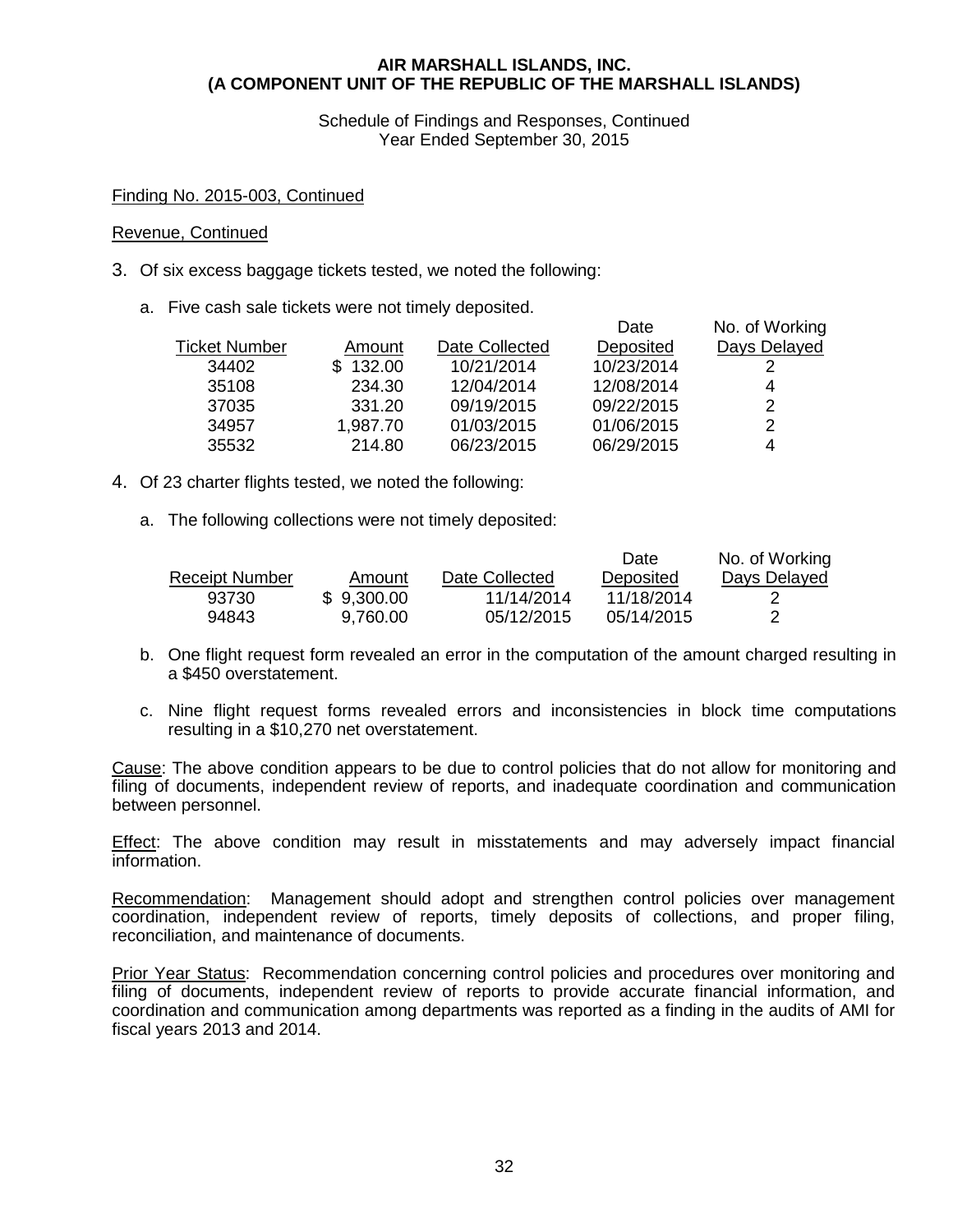**AIR MARSHALL ISLANDS, INC.**
**(A COMPONENT UNIT OF THE REPUBLIC OF THE MARSHALL ISLANDS)**

Schedule of Findings and Responses, Continued
Year Ended September 30, 2015

Finding No. 2015-003, Continued

Revenue, Continued

3. Of six excess baggage tickets tested, we noted the following:

   a. Five cash sale tickets were not timely deposited.

| Ticket Number | Amount | Date Collected | Date Deposited | No. of Working Days Delayed |
|---|---|---|---|---|
| 34402 | $ 132.00 | 10/21/2014 | 10/23/2014 | 2 |
| 35108 | 234.30 | 12/04/2014 | 12/08/2014 | 4 |
| 37035 | 331.20 | 09/19/2015 | 09/22/2015 | 2 |
| 34957 | 1,987.70 | 01/03/2015 | 01/06/2015 | 2 |
| 35532 | 214.80 | 06/23/2015 | 06/29/2015 | 4 |

4. Of 23 charter flights tested, we noted the following:

   a. The following collections were not timely deposited:

| Receipt Number | Amount | Date Collected | Date Deposited | No. of Working Days Delayed |
|---|---|---|---|---|
| 93730 | $ 9,300.00 | 11/14/2014 | 11/18/2014 | 2 |
| 94843 | 9,760.00 | 05/12/2015 | 05/14/2015 | 2 |

   b. One flight request form revealed an error in the computation of the amount charged resulting in a $450 overstatement.

   c. Nine flight request forms revealed errors and inconsistencies in block time computations resulting in a $10,270 net overstatement.

Cause: The above condition appears to be due to control policies that do not allow for monitoring and filing of documents, independent review of reports, and inadequate coordination and communication between personnel.

Effect: The above condition may result in misstatements and may adversely impact financial information.

Recommendation: Management should adopt and strengthen control policies over management coordination, independent review of reports, timely deposits of collections, and proper filing, reconciliation, and maintenance of documents.

Prior Year Status: Recommendation concerning control policies and procedures over monitoring and filing of documents, independent review of reports to provide accurate financial information, and coordination and communication among departments was reported as a finding in the audits of AMI for fiscal years 2013 and 2014.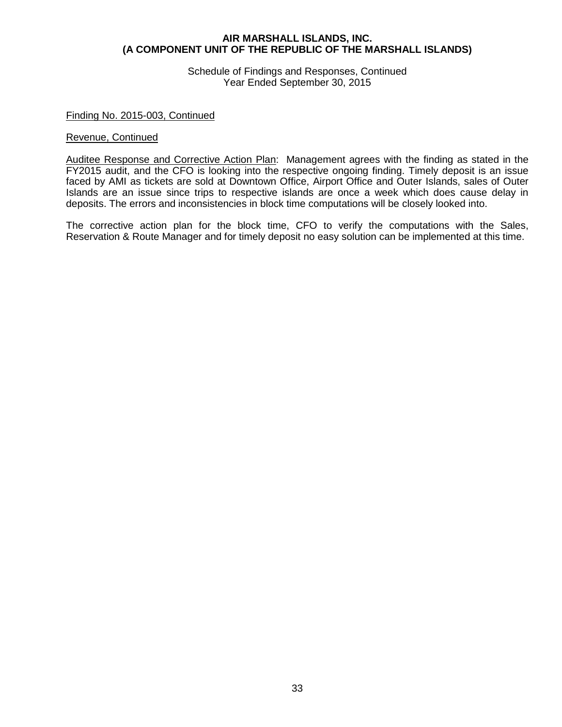Finding No. 2015-003, Continued

Revenue, Continued

Auditee Response and Corrective Action Plan: Management agrees with the finding as stated in the FY2015 audit, and the CFO is looking into the respective ongoing finding. Timely deposit is an issue faced by AMI as tickets are sold at Downtown Office, Airport Office and Outer Islands, sales of Outer Islands are an issue since trips to respective islands are once a week which does cause delay in deposits. The errors and inconsistencies in block time computations will be closely looked into.

The corrective action plan for the block time, CFO to verify the computations with the Sales, Reservation & Route Manager and for timely deposit no easy solution can be implemented at this time.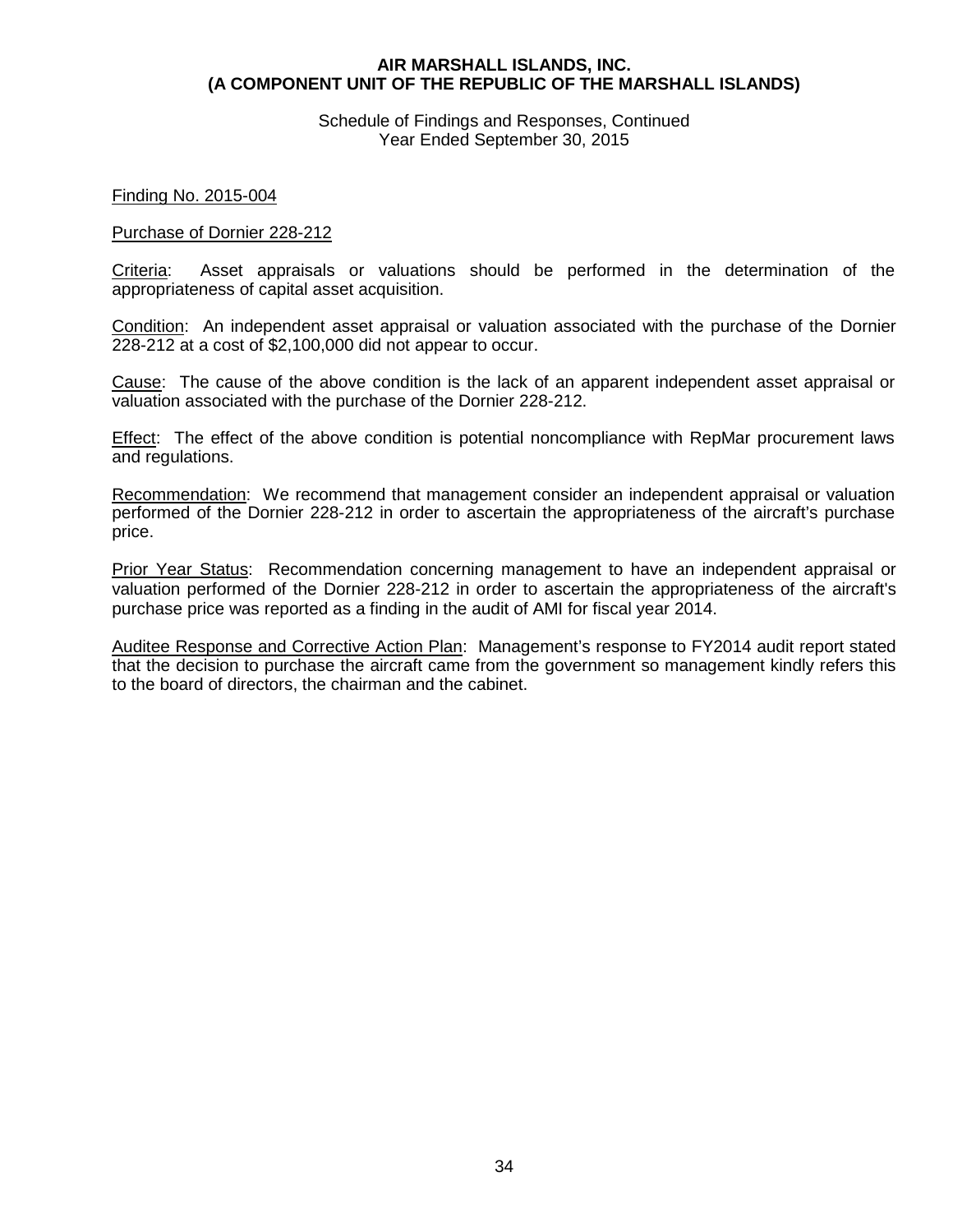**AIR MARSHALL ISLANDS, INC.**
**(A COMPONENT UNIT OF THE REPUBLIC OF THE MARSHALL ISLANDS)**

Schedule of Findings and Responses, Continued
Year Ended September 30, 2015

Finding No. 2015-004

Purchase of Dornier 228-212

Criteria: Asset appraisals or valuations should be performed in the determination of the appropriateness of capital asset acquisition.

Condition: An independent asset appraisal or valuation associated with the purchase of the Dornier 228-212 at a cost of $2,100,000 did not appear to occur.

Cause: The cause of the above condition is the lack of an apparent independent asset appraisal or valuation associated with the purchase of the Dornier 228-212.

Effect: The effect of the above condition is potential noncompliance with RepMar procurement laws and regulations.

Recommendation: We recommend that management consider an independent appraisal or valuation performed of the Dornier 228-212 in order to ascertain the appropriateness of the aircraft's purchase price.

Prior Year Status: Recommendation concerning management to have an independent appraisal or valuation performed of the Dornier 228-212 in order to ascertain the appropriateness of the aircraft's purchase price was reported as a finding in the audit of AMI for fiscal year 2014.

Auditee Response and Corrective Action Plan: Management's response to FY2014 audit report stated that the decision to purchase the aircraft came from the government so management kindly refers this to the board of directors, the chairman and the cabinet.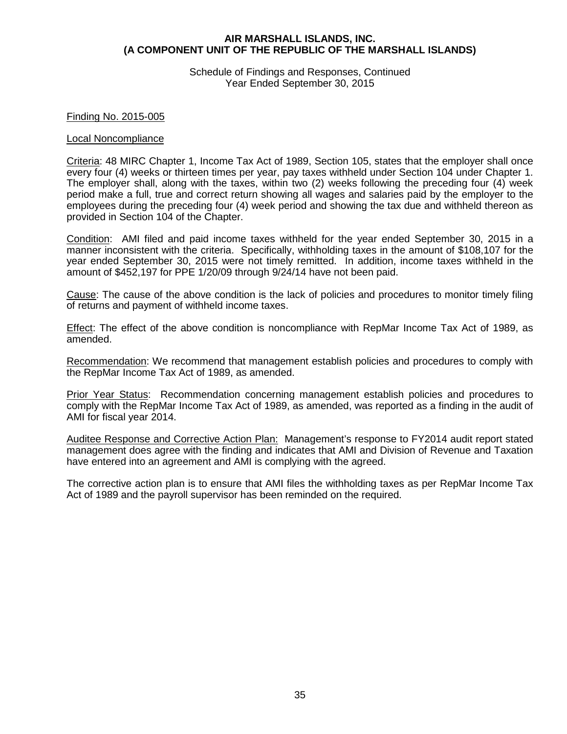**AIR MARSHALL ISLANDS, INC.**
**(A COMPONENT UNIT OF THE REPUBLIC OF THE MARSHALL ISLANDS)**

Schedule of Findings and Responses, Continued
Year Ended September 30, 2015

Finding No. 2015-005

Local Noncompliance

Criteria: 48 MIRC Chapter 1, Income Tax Act of 1989, Section 105, states that the employer shall once every four (4) weeks or thirteen times per year, pay taxes withheld under Section 104 under Chapter 1. The employer shall, along with the taxes, within two (2) weeks following the preceding four (4) week period make a full, true and correct return showing all wages and salaries paid by the employer to the employees during the preceding four (4) week period and showing the tax due and withheld thereon as provided in Section 104 of the Chapter.

Condition: AMI filed and paid income taxes withheld for the year ended September 30, 2015 in a manner inconsistent with the criteria. Specifically, withholding taxes in the amount of $108,107 for the year ended September 30, 2015 were not timely remitted. In addition, income taxes withheld in the amount of $452,197 for PPE 1/20/09 through 9/24/14 have not been paid.

Cause: The cause of the above condition is the lack of policies and procedures to monitor timely filing of returns and payment of withheld income taxes.

Effect: The effect of the above condition is noncompliance with RepMar Income Tax Act of 1989, as amended.

Recommendation: We recommend that management establish policies and procedures to comply with the RepMar Income Tax Act of 1989, as amended.

Prior Year Status: Recommendation concerning management establish policies and procedures to comply with the RepMar Income Tax Act of 1989, as amended, was reported as a finding in the audit of AMI for fiscal year 2014.

Auditee Response and Corrective Action Plan: Management's response to FY2014 audit report stated management does agree with the finding and indicates that AMI and Division of Revenue and Taxation have entered into an agreement and AMI is complying with the agreed.

The corrective action plan is to ensure that AMI files the withholding taxes as per RepMar Income Tax Act of 1989 and the payroll supervisor has been reminded on the required.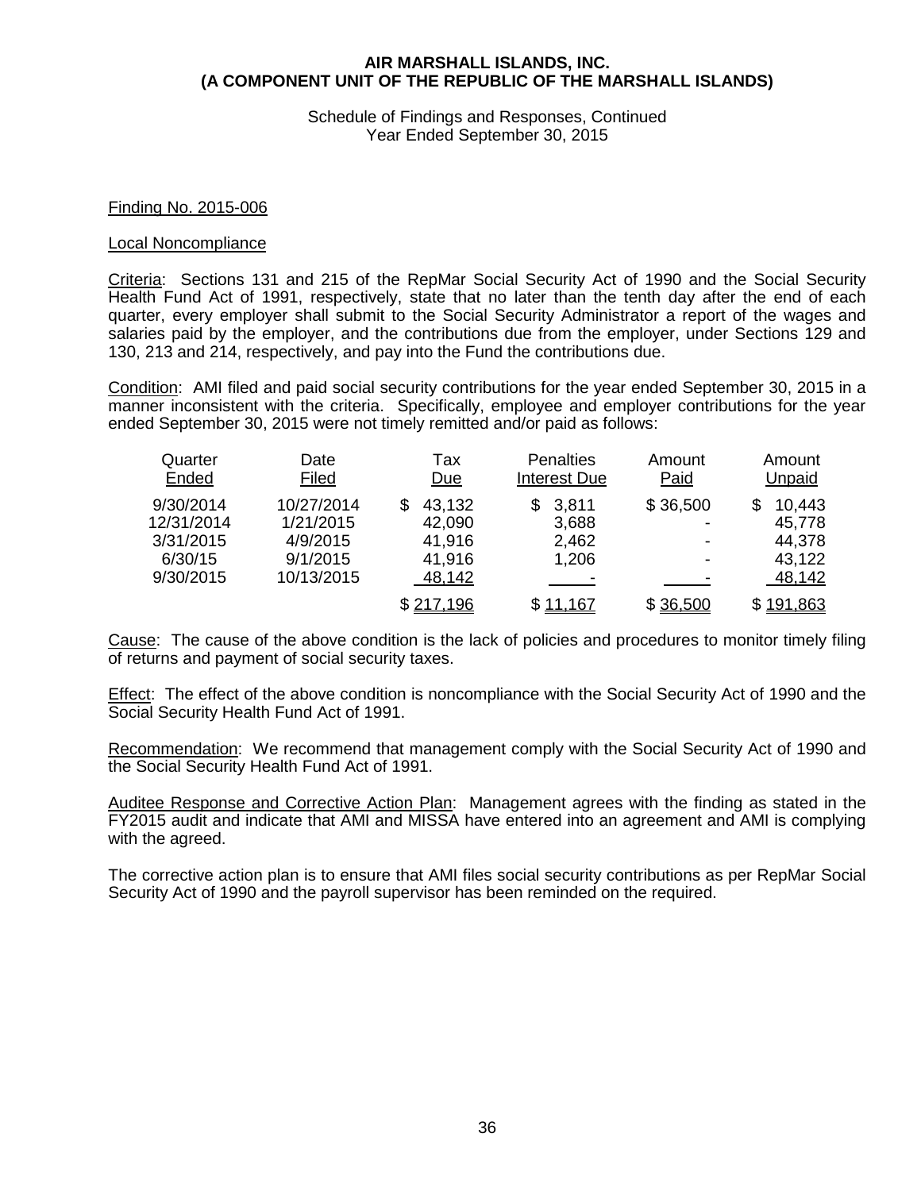**AIR MARSHALL ISLANDS, INC.**
**(A COMPONENT UNIT OF THE REPUBLIC OF THE MARSHALL ISLANDS)**

Schedule of Findings and Responses, Continued
Year Ended September 30, 2015

Finding No. 2015-006

Local Noncompliance

Criteria: Sections 131 and 215 of the RepMar Social Security Act of 1990 and the Social Security Health Fund Act of 1991, respectively, state that no later than the tenth day after the end of each quarter, every employer shall submit to the Social Security Administrator a report of the wages and salaries paid by the employer, and the contributions due from the employer, under Sections 129 and 130, 213 and 214, respectively, and pay into the Fund the contributions due.

Condition: AMI filed and paid social security contributions for the year ended September 30, 2015 in a manner inconsistent with the criteria. Specifically, employee and employer contributions for the year ended September 30, 2015 were not timely remitted and/or paid as follows:

| Quarter Ended | Date Filed | Tax Due | Penalties Interest Due | Amount Paid | Amount Unpaid |
|---|---|---|---|---|---|
| 9/30/2014 | 10/27/2014 | $ 43,132 | $ 3,811 | $ 36,500 | $ 10,443 |
| 12/31/2014 | 1/21/2015 | 42,090 | 3,688 | - | 45,778 |
| 3/31/2015 | 4/9/2015 | 41,916 | 2,462 | - | 44,378 |
| 6/30/15 | 9/1/2015 | 41,916 | 1,206 | - | 43,122 |
| 9/30/2015 | 10/13/2015 | 48,142 | - | - | 48,142 |
| | | $ 217,196 | $ 11,167 | $ 36,500 | $ 191,863 |

Cause: The cause of the above condition is the lack of policies and procedures to monitor timely filing of returns and payment of social security taxes.

Effect: The effect of the above condition is noncompliance with the Social Security Act of 1990 and the Social Security Health Fund Act of 1991.

Recommendation: We recommend that management comply with the Social Security Act of 1990 and the Social Security Health Fund Act of 1991.

Auditee Response and Corrective Action Plan: Management agrees with the finding as stated in the FY2015 audit and indicate that AMI and MISSA have entered into an agreement and AMI is complying with the agreed.

The corrective action plan is to ensure that AMI files social security contributions as per RepMar Social Security Act of 1990 and the payroll supervisor has been reminded on the required.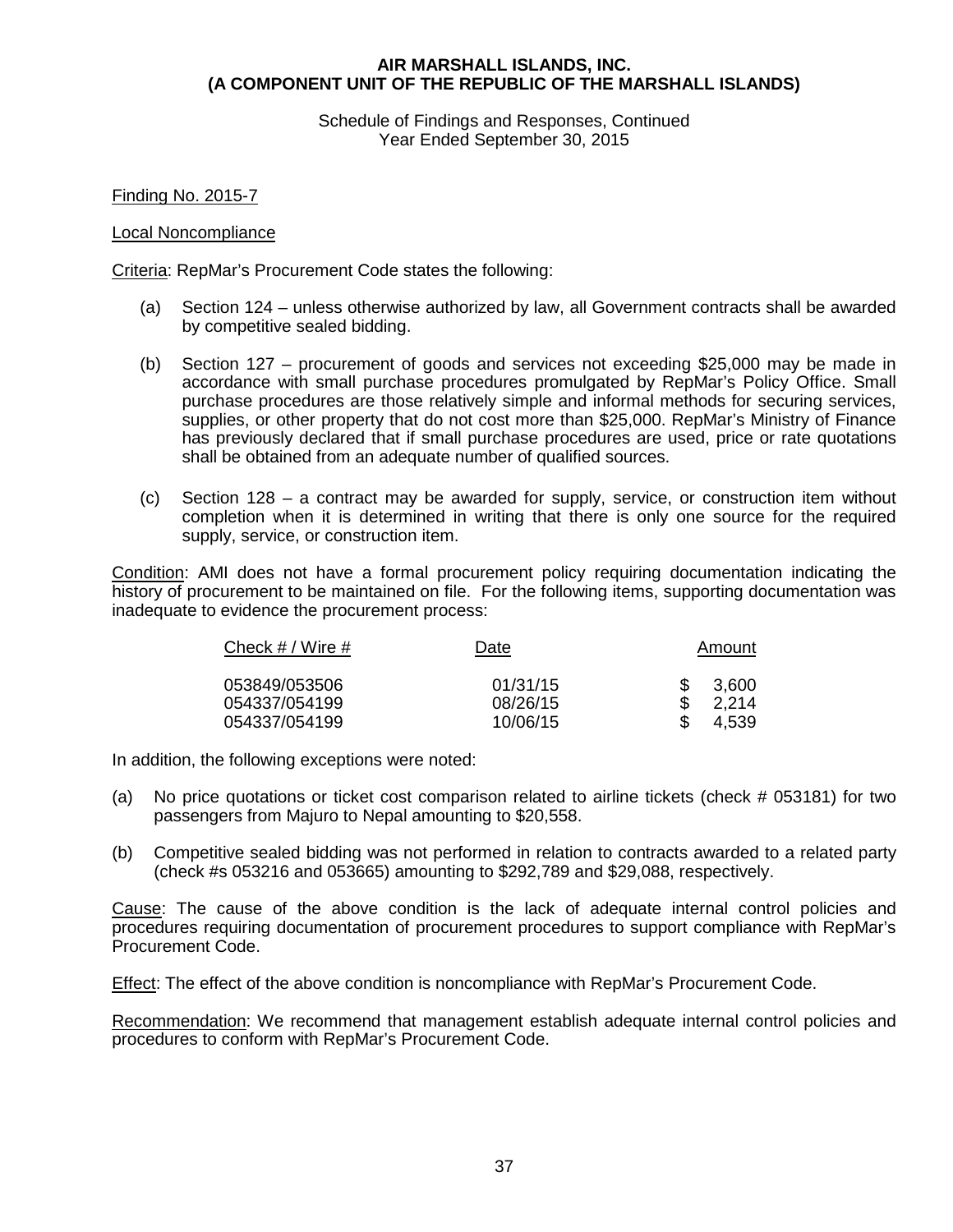**AIR MARSHALL ISLANDS, INC.**
**(A COMPONENT UNIT OF THE REPUBLIC OF THE MARSHALL ISLANDS)**

Schedule of Findings and Responses, Continued
Year Ended September 30, 2015

Finding No. 2015-7

Local Noncompliance

Criteria: RepMar's Procurement Code states the following:

(a) Section 124 – unless otherwise authorized by law, all Government contracts shall be awarded by competitive sealed bidding.

(b) Section 127 – procurement of goods and services not exceeding \$25,000 may be made in accordance with small purchase procedures promulgated by RepMar's Policy Office. Small purchase procedures are those relatively simple and informal methods for securing services, supplies, or other property that do not cost more than \$25,000. RepMar's Ministry of Finance has previously declared that if small purchase procedures are used, price or rate quotations shall be obtained from an adequate number of qualified sources.

(c) Section 128 – a contract may be awarded for supply, service, or construction item without completion when it is determined in writing that there is only one source for the required supply, service, or construction item.

Condition: AMI does not have a formal procurement policy requiring documentation indicating the history of procurement to be maintained on file. For the following items, supporting documentation was inadequate to evidence the procurement process:

| Check # / Wire # | Date | Amount |
|---|---|---|
| 053849/053506 | 01/31/15 | $ 3,600 |
| 054337/054199 | 08/26/15 | $ 2,214 |
| 054337/054199 | 10/06/15 | $ 4,539 |

In addition, the following exceptions were noted:

(a) No price quotations or ticket cost comparison related to airline tickets (check # 053181) for two passengers from Majuro to Nepal amounting to \$20,558.

(b) Competitive sealed bidding was not performed in relation to contracts awarded to a related party (check #s 053216 and 053665) amounting to \$292,789 and \$29,088, respectively.

Cause: The cause of the above condition is the lack of adequate internal control policies and procedures requiring documentation of procurement procedures to support compliance with RepMar's Procurement Code.

Effect: The effect of the above condition is noncompliance with RepMar's Procurement Code.

Recommendation: We recommend that management establish adequate internal control policies and procedures to conform with RepMar's Procurement Code.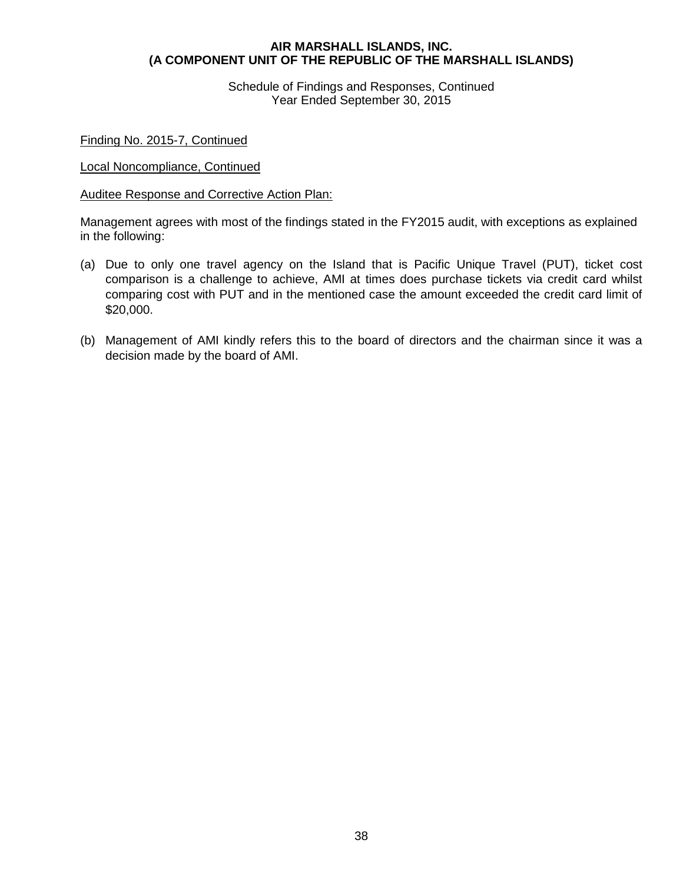Finding No. 2015-7, Continued

Local Noncompliance, Continued

Auditee Response and Corrective Action Plan:

Management agrees with most of the findings stated in the FY2015 audit, with exceptions as explained in the following:

(a) Due to only one travel agency on the Island that is Pacific Unique Travel (PUT), ticket cost comparison is a challenge to achieve, AMI at times does purchase tickets via credit card whilst comparing cost with PUT and in the mentioned case the amount exceeded the credit card limit of $20,000.

(b) Management of AMI kindly refers this to the board of directors and the chairman since it was a decision made by the board of AMI.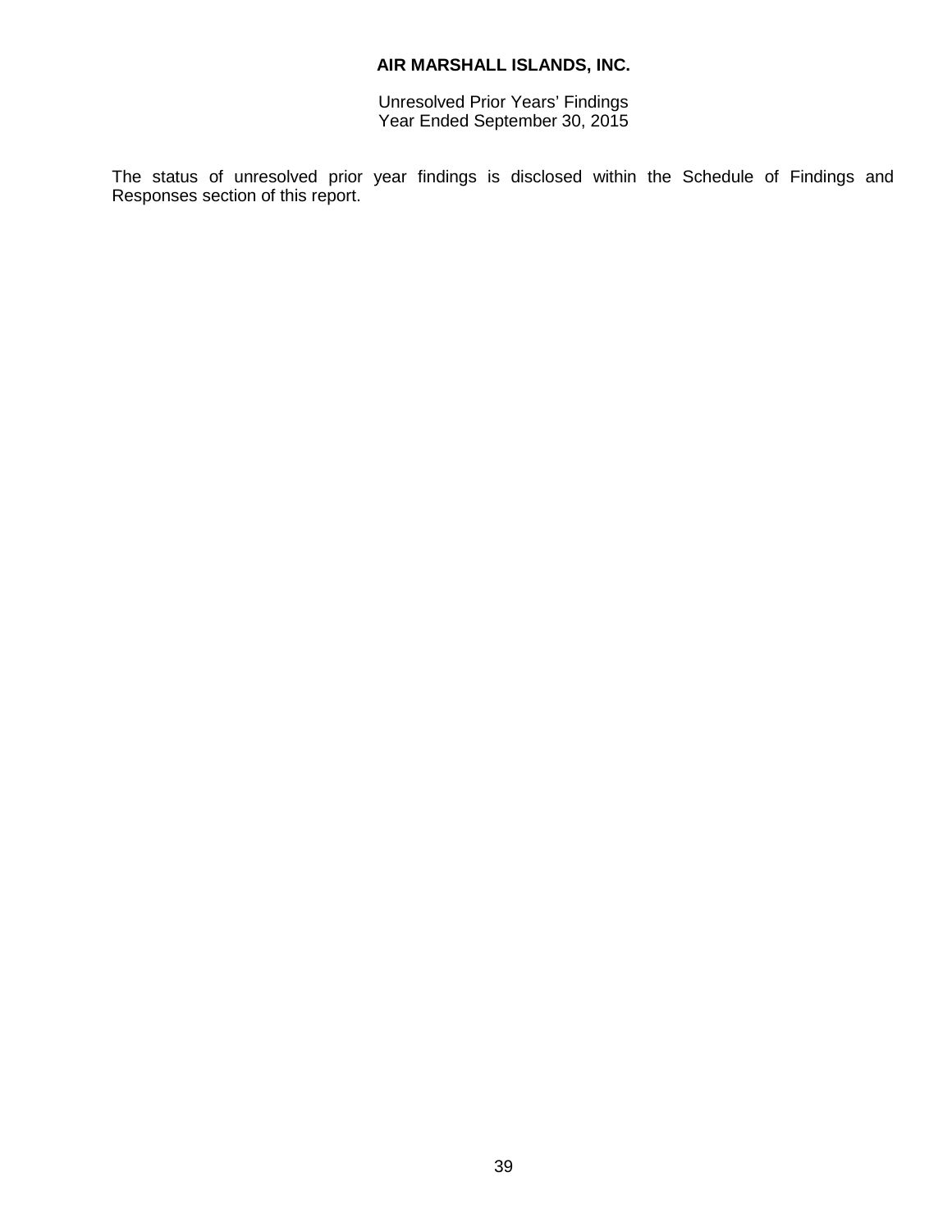# AIR MARSHALL ISLANDS, INC.

Unresolved Prior Years' Findings
Year Ended September 30, 2015

The status of unresolved prior year findings is disclosed within the Schedule of Findings and Responses section of this report.